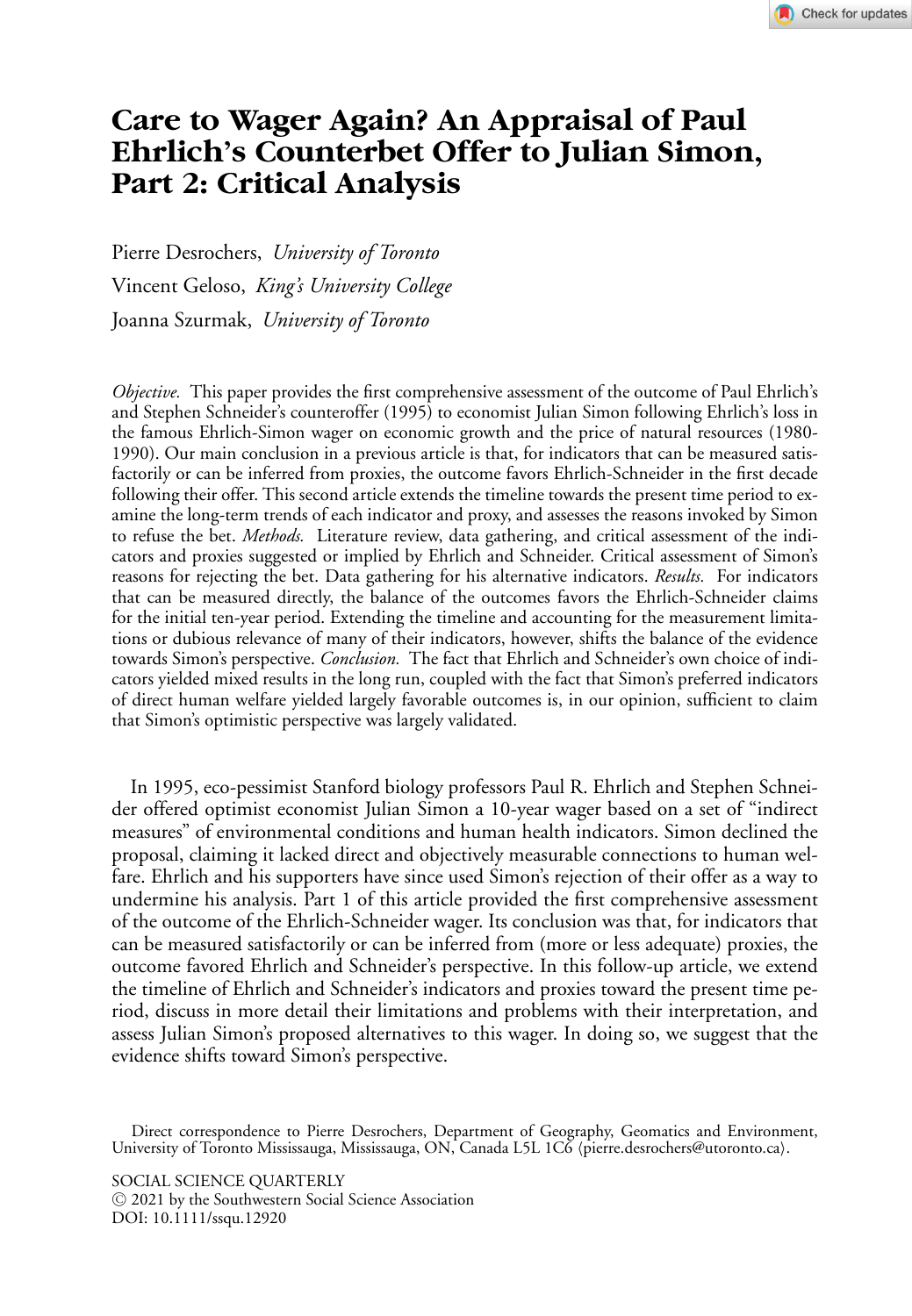# Care to Wager Again? An Appraisal of Paul Ehrlich's Counterbet Offer to Julian Simon, Part 2: Critical Analysis

Pierre Desrochers, *University of Toronto*

Vincent Geloso, *King's University College*

Joanna Szurmak, *University of Toronto*

*Objective.* This paper provides the first comprehensive assessment of the outcome of Paul Ehrlich's and Stephen Schneider's counteroffer (1995) to economist Julian Simon following Ehrlich's loss in the famous Ehrlich-Simon wager on economic growth and the price of natural resources (1980-1990). Our main conclusion in a previous article is that, for indicators that can be measured satisfactorily or can be inferred from proxies, the outcome favors Ehrlich-Schneider in the first decade following their offer. This second article extends the timeline towards the present time period to examine the long-term trends of each indicator and proxy, and assesses the reasons invoked by Simon to refuse the bet. *Methods.* Literature review, data gathering, and critical assessment of the indicators and proxies suggested or implied by Ehrlich and Schneider. Critical assessment of Simon's reasons for rejecting the bet. Data gathering for his alternative indicators. *Results.* For indicators that can be measured directly, the balance of the outcomes favors the Ehrlich-Schneider claims for the initial ten-year period. Extending the timeline and accounting for the measurement limitations or dubious relevance of many of their indicators, however, shifts the balance of the evidence towards Simon's perspective. *Conclusion.* The fact that Ehrlich and Schneider's own choice of indicators yielded mixed results in the long run, coupled with the fact that Simon's preferred indicators of direct human welfare yielded largely favorable outcomes is, in our opinion, sufficient to claim that Simon's optimistic perspective was largely validated.

In 1995, eco-pessimist Stanford biology professors Paul R. Ehrlich and Stephen Schneider offered optimist economist Julian Simon a 10-year wager based on a set of "indirect measures" of environmental conditions and human health indicators. Simon declined the proposal, claiming it lacked direct and objectively measurable connections to human welfare. Ehrlich and his supporters have since used Simon's rejection of their offer as a way to undermine his analysis. Part 1 of this article provided the first comprehensive assessment of the outcome of the Ehrlich-Schneider wager. Its conclusion was that, for indicators that can be measured satisfactorily or can be inferred from (more or less adequate) proxies, the outcome favored Ehrlich and Schneider's perspective. In this follow-up article, we extend the timeline of Ehrlich and Schneider's indicators and proxies toward the present time period, discuss in more detail their limitations and problems with their interpretation, and assess Julian Simon's proposed alternatives to this wager. In doing so, we suggest that the evidence shifts toward Simon's perspective.

Direct correspondence to Pierre Desrochers, Department of Geography, Geomatics and Environment, University of Toronto Mississauga, Mississauga, ON, Canada L5L 1C6 ⟨pierre.desrochers@utoronto.ca⟩.

SOCIAL SCIENCE QUARTERLY
© 2021 by the Southwestern Social Science Association
DOI: 10.1111/ssqu.12920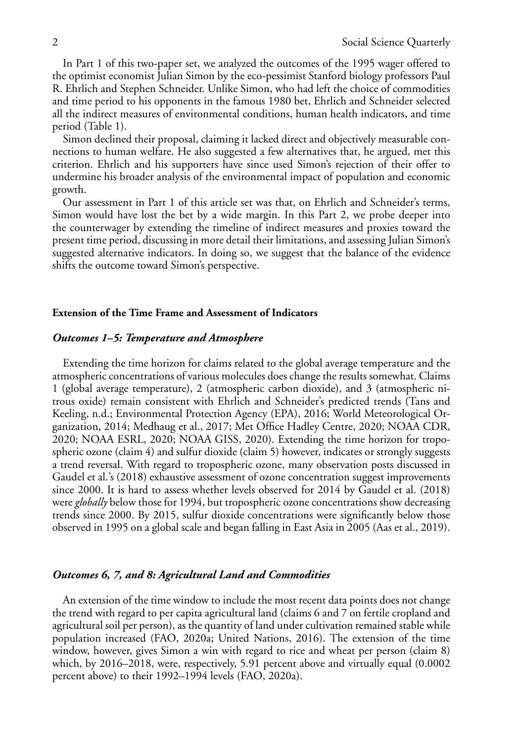In Part 1 of this two-paper set, we analyzed the outcomes of the 1995 wager offered to the optimist economist Julian Simon by the eco-pessimist Stanford biology professors Paul R. Ehrlich and Stephen Schneider. Unlike Simon, who had left the choice of commodities and time period to his opponents in the famous 1980 bet, Ehrlich and Schneider selected all the indirect measures of environmental conditions, human health indicators, and time period (Table 1).

Simon declined their proposal, claiming it lacked direct and objectively measurable connections to human welfare. He also suggested a few alternatives that, he argued, met this criterion. Ehrlich and his supporters have since used Simon's rejection of their offer to undermine his broader analysis of the environmental impact of population and economic growth.

Our assessment in Part 1 of this article set was that, on Ehrlich and Schneider's terms, Simon would have lost the bet by a wide margin. In this Part 2, we probe deeper into the counterwager by extending the timeline of indirect measures and proxies toward the present time period, discussing in more detail their limitations, and assessing Julian Simon's suggested alternative indicators. In doing so, we suggest that the balance of the evidence shifts the outcome toward Simon's perspective.

## Extension of the Time Frame and Assessment of Indicators

### *Outcomes 1–5: Temperature and Atmosphere*

Extending the time horizon for claims related to the global average temperature and the atmospheric concentrations of various molecules does change the results somewhat. Claims 1 (global average temperature), 2 (atmospheric carbon dioxide), and 3 (atmospheric nitrous oxide) remain consistent with Ehrlich and Schneider's predicted trends (Tans and Keeling, n.d.; Environmental Protection Agency (EPA), 2016; World Meteorological Organization, 2014; Medhaug et al., 2017; Met Office Hadley Centre, 2020; NOAA CDR, 2020; NOAA ESRL, 2020; NOAA GISS, 2020). Extending the time horizon for tropospheric ozone (claim 4) and sulfur dioxide (claim 5) however, indicates or strongly suggests a trend reversal. With regard to tropospheric ozone, many observation posts discussed in Gaudel et al.'s (2018) exhaustive assessment of ozone concentration suggest improvements since 2000. It is hard to assess whether levels observed for 2014 by Gaudel et al. (2018) were *globally* below those for 1994, but tropospheric ozone concentrations show decreasing trends since 2000. By 2015, sulfur dioxide concentrations were significantly below those observed in 1995 on a global scale and began falling in East Asia in 2005 (Aas et al., 2019).

### *Outcomes 6, 7, and 8: Agricultural Land and Commodities*

An extension of the time window to include the most recent data points does not change the trend with regard to per capita agricultural land (claims 6 and 7 on fertile cropland and agricultural soil per person), as the quantity of land under cultivation remained stable while population increased (FAO, 2020a; United Nations, 2016). The extension of the time window, however, gives Simon a win with regard to rice and wheat per person (claim 8) which, by 2016–2018, were, respectively, 5.91 percent above and virtually equal (0.0002 percent above) to their 1992–1994 levels (FAO, 2020a).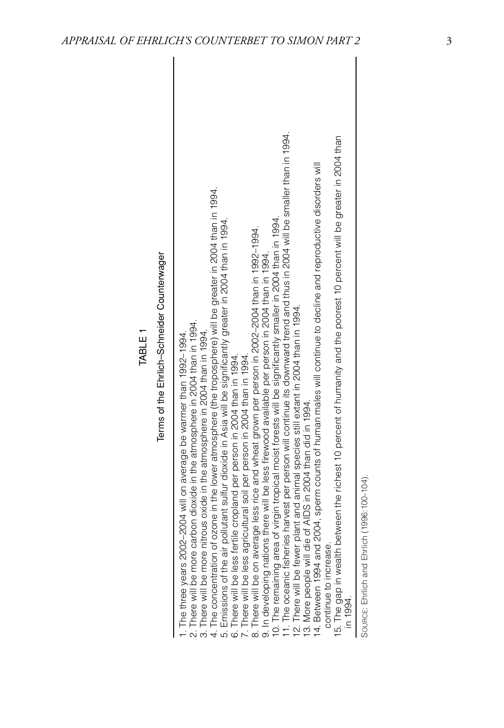TABLE 1

Terms of the Ehrlich–Schneider Counterwager

1. The three years 2002–2004 will on average be warmer than 1992–1994.
2. There will be more carbon dioxide in the atmosphere in 2004 than in 1994.
3. There will be more nitrous oxide in the atmosphere in 2004 than in 1994.
4. The concentration of ozone in the lower atmosphere (the troposphere) will be greater in 2004 than in 1994.
5. Emissions of the air pollutant sulfur dioxide in Asia will be significantly greater in 2004 than in 1994.
6. There will be less fertile cropland per person in 2004 than in 1994.
7. There will be less agricultural soil per person in 2004 than in 1994.
8. There will be on average less rice and wheat grown per person in 2002–2004 than in 1992–1994.
9. In developing nations there will be less firewood available per person in 2004 than in 1994.
10. The remaining area of virgin tropical moist forests will be significantly smaller in 2004 than in 1994.
11. The oceanic fisheries harvest per person will continue its downward trend and thus in 2004 will be smaller than in 1994.
12. There will be fewer plant and animal species still extant in 2004 than in 1994.
13. More people will die of AIDS in 2004 than did in 1994.
14. Between 1994 and 2004, sperm counts of human males will continue to decline and reproductive disorders will continue to increase.
15. The gap in wealth between the richest 10 percent of humanity and the poorest 10 percent will be greater in 2004 than in 1994.

SOURCE: Ehrlich and Ehrlich (1996:100-104).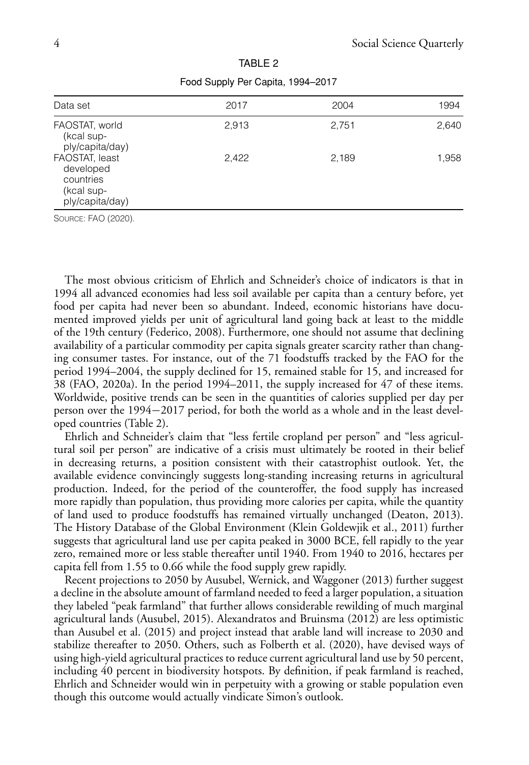TABLE 2

Food Supply Per Capita, 1994–2017

| Data set | 2017 | 2004 | 1994 |
|---|---|---|---|
| FAOSTAT, world (kcal supply/capita/day) | 2,913 | 2,751 | 2,640 |
| FAOSTAT, least developed countries (kcal supply/capita/day) | 2,422 | 2,189 | 1,958 |

SOURCE: FAO (2020).

The most obvious criticism of Ehrlich and Schneider's choice of indicators is that in 1994 all advanced economies had less soil available per capita than a century before, yet food per capita had never been so abundant. Indeed, economic historians have documented improved yields per unit of agricultural land going back at least to the middle of the 19th century (Federico, 2008). Furthermore, one should not assume that declining availability of a particular commodity per capita signals greater scarcity rather than changing consumer tastes. For instance, out of the 71 foodstuffs tracked by the FAO for the period 1994–2004, the supply declined for 15, remained stable for 15, and increased for 38 (FAO, 2020a). In the period 1994–2011, the supply increased for 47 of these items. Worldwide, positive trends can be seen in the quantities of calories supplied per day per person over the 1994−2017 period, for both the world as a whole and in the least developed countries (Table 2).

Ehrlich and Schneider's claim that "less fertile cropland per person" and "less agricultural soil per person" are indicative of a crisis must ultimately be rooted in their belief in decreasing returns, a position consistent with their catastrophist outlook. Yet, the available evidence convincingly suggests long-standing increasing returns in agricultural production. Indeed, for the period of the counteroffer, the food supply has increased more rapidly than population, thus providing more calories per capita, while the quantity of land used to produce foodstuffs has remained virtually unchanged (Deaton, 2013). The History Database of the Global Environment (Klein Goldewjik et al., 2011) further suggests that agricultural land use per capita peaked in 3000 BCE, fell rapidly to the year zero, remained more or less stable thereafter until 1940. From 1940 to 2016, hectares per capita fell from 1.55 to 0.66 while the food supply grew rapidly.

Recent projections to 2050 by Ausubel, Wernick, and Waggoner (2013) further suggest a decline in the absolute amount of farmland needed to feed a larger population, a situation they labeled "peak farmland" that further allows considerable rewilding of much marginal agricultural lands (Ausubel, 2015). Alexandratos and Bruinsma (2012) are less optimistic than Ausubel et al. (2015) and project instead that arable land will increase to 2030 and stabilize thereafter to 2050. Others, such as Folberth et al. (2020), have devised ways of using high-yield agricultural practices to reduce current agricultural land use by 50 percent, including 40 percent in biodiversity hotspots. By definition, if peak farmland is reached, Ehrlich and Schneider would win in perpetuity with a growing or stable population even though this outcome would actually vindicate Simon's outlook.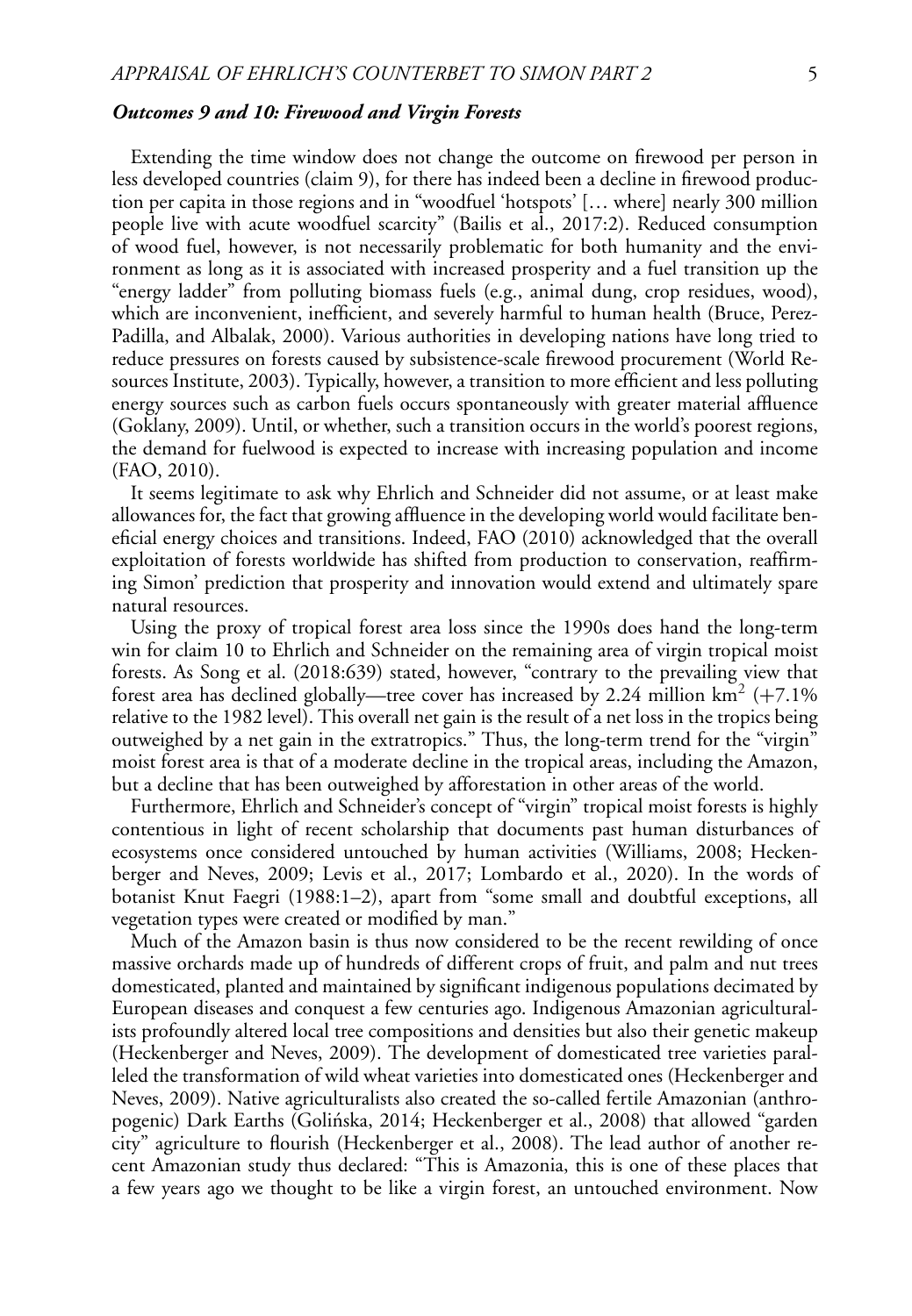### *Outcomes 9 and 10: Firewood and Virgin Forests*

Extending the time window does not change the outcome on firewood per person in less developed countries (claim 9), for there has indeed been a decline in firewood production per capita in those regions and in "woodfuel 'hotspots' [… where] nearly 300 million people live with acute woodfuel scarcity" (Bailis et al., 2017:2). Reduced consumption of wood fuel, however, is not necessarily problematic for both humanity and the environment as long as it is associated with increased prosperity and a fuel transition up the "energy ladder" from polluting biomass fuels (e.g., animal dung, crop residues, wood), which are inconvenient, inefficient, and severely harmful to human health (Bruce, Perez-Padilla, and Albalak, 2000). Various authorities in developing nations have long tried to reduce pressures on forests caused by subsistence-scale firewood procurement (World Resources Institute, 2003). Typically, however, a transition to more efficient and less polluting energy sources such as carbon fuels occurs spontaneously with greater material affluence (Goklany, 2009). Until, or whether, such a transition occurs in the world's poorest regions, the demand for fuelwood is expected to increase with increasing population and income (FAO, 2010).

It seems legitimate to ask why Ehrlich and Schneider did not assume, or at least make allowances for, the fact that growing affluence in the developing world would facilitate beneficial energy choices and transitions. Indeed, FAO (2010) acknowledged that the overall exploitation of forests worldwide has shifted from production to conservation, reaffirming Simon' prediction that prosperity and innovation would extend and ultimately spare natural resources.

Using the proxy of tropical forest area loss since the 1990s does hand the long-term win for claim 10 to Ehrlich and Schneider on the remaining area of virgin tropical moist forests. As Song et al. (2018:639) stated, however, "contrary to the prevailing view that forest area has declined globally—tree cover has increased by 2.24 million km$^2$ (+7.1% relative to the 1982 level). This overall net gain is the result of a net loss in the tropics being outweighed by a net gain in the extratropics." Thus, the long-term trend for the "virgin" moist forest area is that of a moderate decline in the tropical areas, including the Amazon, but a decline that has been outweighed by afforestation in other areas of the world.

Furthermore, Ehrlich and Schneider's concept of "virgin" tropical moist forests is highly contentious in light of recent scholarship that documents past human disturbances of ecosystems once considered untouched by human activities (Williams, 2008; Heckenberger and Neves, 2009; Levis et al., 2017; Lombardo et al., 2020). In the words of botanist Knut Faegri (1988:1–2), apart from "some small and doubtful exceptions, all vegetation types were created or modified by man."

Much of the Amazon basin is thus now considered to be the recent rewilding of once massive orchards made up of hundreds of different crops of fruit, and palm and nut trees domesticated, planted and maintained by significant indigenous populations decimated by European diseases and conquest a few centuries ago. Indigenous Amazonian agriculturalists profoundly altered local tree compositions and densities but also their genetic makeup (Heckenberger and Neves, 2009). The development of domesticated tree varieties paralleled the transformation of wild wheat varieties into domesticated ones (Heckenberger and Neves, 2009). Native agriculturalists also created the so-called fertile Amazonian (anthropogenic) Dark Earths (Golińska, 2014; Heckenberger et al., 2008) that allowed "garden city" agriculture to flourish (Heckenberger et al., 2008). The lead author of another recent Amazonian study thus declared: "This is Amazonia, this is one of these places that a few years ago we thought to be like a virgin forest, an untouched environment. Now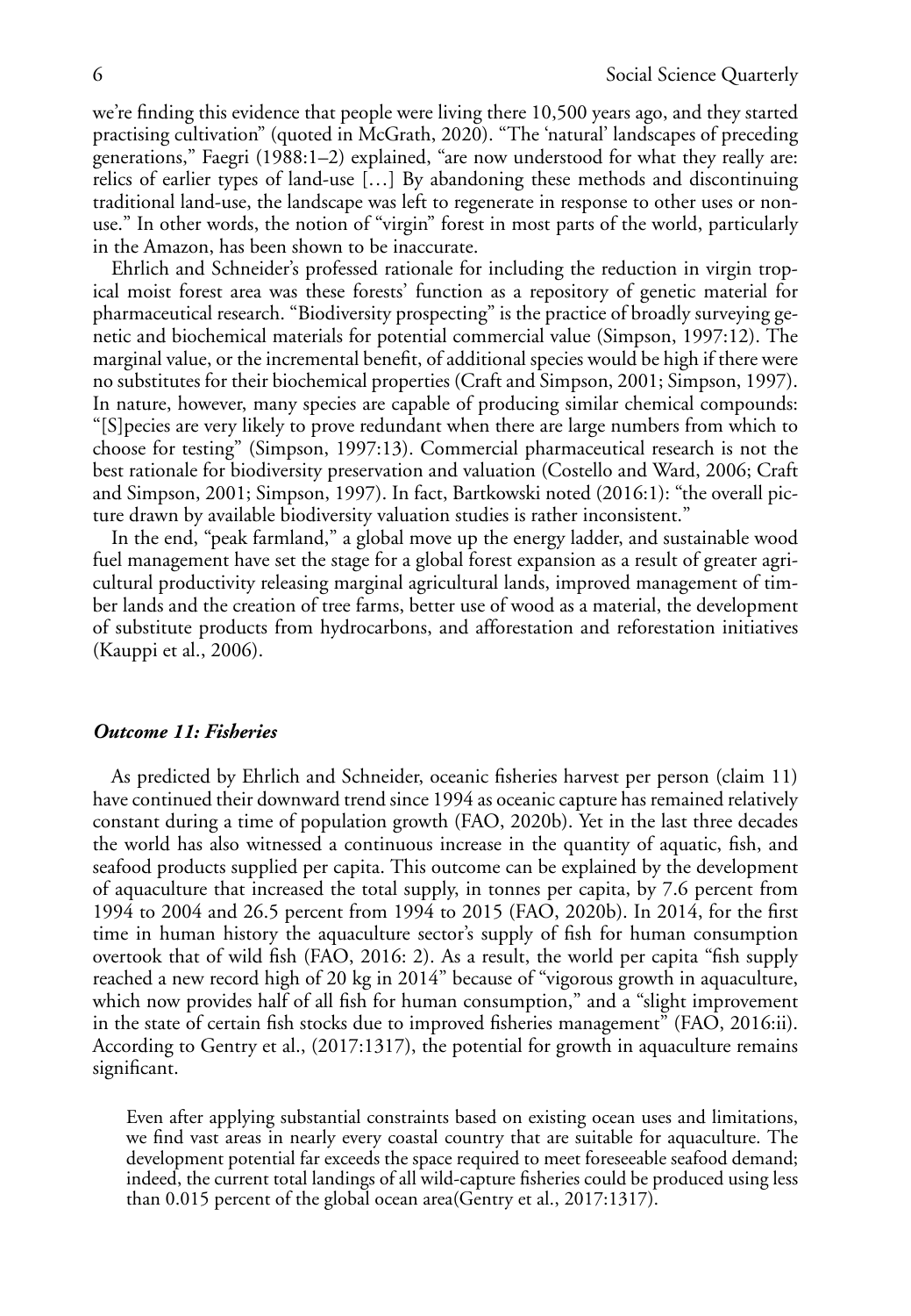we're finding this evidence that people were living there 10,500 years ago, and they started practising cultivation" (quoted in McGrath, 2020). "The 'natural' landscapes of preceding generations," Faegri (1988:1–2) explained, "are now understood for what they really are: relics of earlier types of land-use […] By abandoning these methods and discontinuing traditional land-use, the landscape was left to regenerate in response to other uses or non-use." In other words, the notion of "virgin" forest in most parts of the world, particularly in the Amazon, has been shown to be inaccurate.

Ehrlich and Schneider's professed rationale for including the reduction in virgin tropical moist forest area was these forests' function as a repository of genetic material for pharmaceutical research. "Biodiversity prospecting" is the practice of broadly surveying genetic and biochemical materials for potential commercial value (Simpson, 1997:12). The marginal value, or the incremental benefit, of additional species would be high if there were no substitutes for their biochemical properties (Craft and Simpson, 2001; Simpson, 1997). In nature, however, many species are capable of producing similar chemical compounds: "[S]pecies are very likely to prove redundant when there are large numbers from which to choose for testing" (Simpson, 1997:13). Commercial pharmaceutical research is not the best rationale for biodiversity preservation and valuation (Costello and Ward, 2006; Craft and Simpson, 2001; Simpson, 1997). In fact, Bartkowski noted (2016:1): "the overall picture drawn by available biodiversity valuation studies is rather inconsistent."

In the end, "peak farmland," a global move up the energy ladder, and sustainable wood fuel management have set the stage for a global forest expansion as a result of greater agricultural productivity releasing marginal agricultural lands, improved management of timber lands and the creation of tree farms, better use of wood as a material, the development of substitute products from hydrocarbons, and afforestation and reforestation initiatives (Kauppi et al., 2006).

### *Outcome 11: Fisheries*

As predicted by Ehrlich and Schneider, oceanic fisheries harvest per person (claim 11) have continued their downward trend since 1994 as oceanic capture has remained relatively constant during a time of population growth (FAO, 2020b). Yet in the last three decades the world has also witnessed a continuous increase in the quantity of aquatic, fish, and seafood products supplied per capita. This outcome can be explained by the development of aquaculture that increased the total supply, in tonnes per capita, by 7.6 percent from 1994 to 2004 and 26.5 percent from 1994 to 2015 (FAO, 2020b). In 2014, for the first time in human history the aquaculture sector's supply of fish for human consumption overtook that of wild fish (FAO, 2016: 2). As a result, the world per capita "fish supply reached a new record high of 20 kg in 2014" because of "vigorous growth in aquaculture, which now provides half of all fish for human consumption," and a "slight improvement in the state of certain fish stocks due to improved fisheries management" (FAO, 2016:ii). According to Gentry et al., (2017:1317), the potential for growth in aquaculture remains significant.

> Even after applying substantial constraints based on existing ocean uses and limitations, we find vast areas in nearly every coastal country that are suitable for aquaculture. The development potential far exceeds the space required to meet foreseeable seafood demand; indeed, the current total landings of all wild-capture fisheries could be produced using less than 0.015 percent of the global ocean area(Gentry et al., 2017:1317).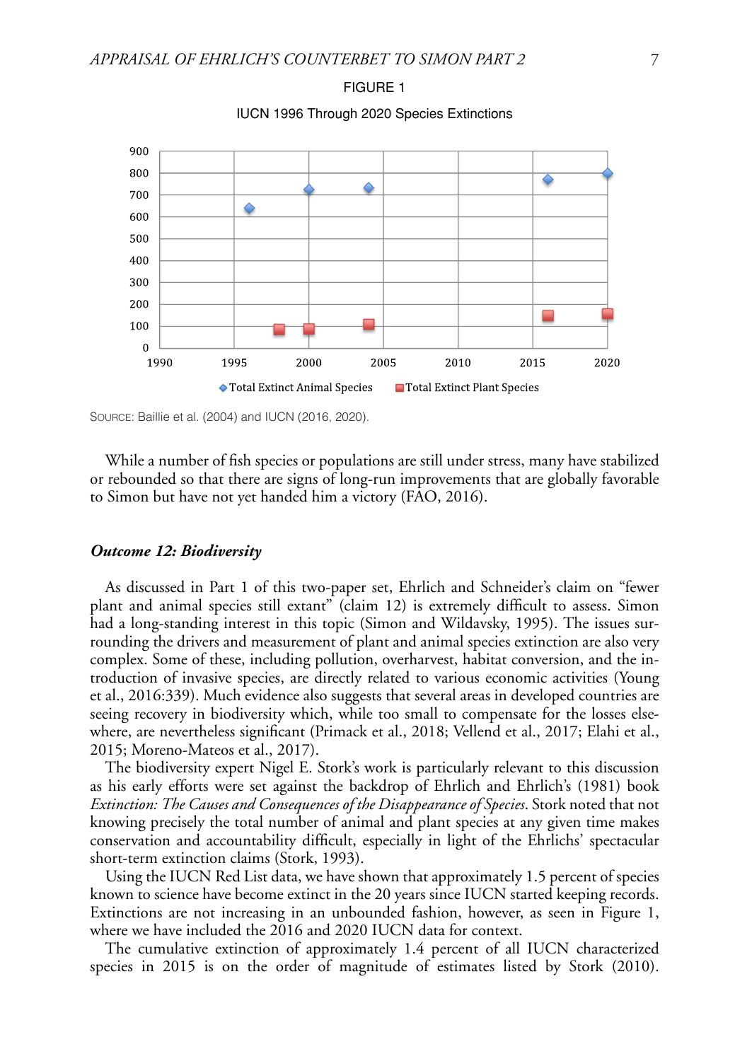FIGURE 1

IOUCN 1996 Through 2020 Species Extinctions

SOURCE: Baillie et al. (2004) and IUCN (2016, 2020).

While a number of fish species or populations are still under stress, many have stabilized or rebounded so that there are signs of long-run improvements that are globally favorable to Simon but have not yet handed him a victory (FAO, 2016).

### *Outcome 12: Biodiversity*

As discussed in Part 1 of this two-paper set, Ehrlich and Schneider's claim on "fewer plant and animal species still extant" (claim 12) is extremely difficult to assess. Simon had a long-standing interest in this topic (Simon and Wildavsky, 1995). The issues surrounding the drivers and measurement of plant and animal species extinction are also very complex. Some of these, including pollution, overharvest, habitat conversion, and the introduction of invasive species, are directly related to various economic activities (Young et al., 2016:339). Much evidence also suggests that several areas in developed countries are seeing recovery in biodiversity which, while too small to compensate for the losses elsewhere, are nevertheless significant (Primack et al., 2018; Vellend et al., 2017; Elahi et al., 2015; Moreno-Mateos et al., 2017).

The biodiversity expert Nigel E. Stork's work is particularly relevant to this discussion as his early efforts were set against the backdrop of Ehrlich and Ehrlich's (1981) book *Extinction: The Causes and Consequences of the Disappearance of Species*. Stork noted that not knowing precisely the total number of animal and plant species at any given time makes conservation and accountability difficult, especially in light of the Ehrlichs' spectacular short-term extinction claims (Stork, 1993).

Using the IUCN Red List data, we have shown that approximately 1.5 percent of species known to science have become extinct in the 20 years since IUCN started keeping records. Extinctions are not increasing in an unbounded fashion, however, as seen in Figure 1, where we have included the 2016 and 2020 IUCN data for context.

The cumulative extinction of approximately 1.4 percent of all IUCN characterized species in 2015 is on the order of magnitude of estimates listed by Stork (2010).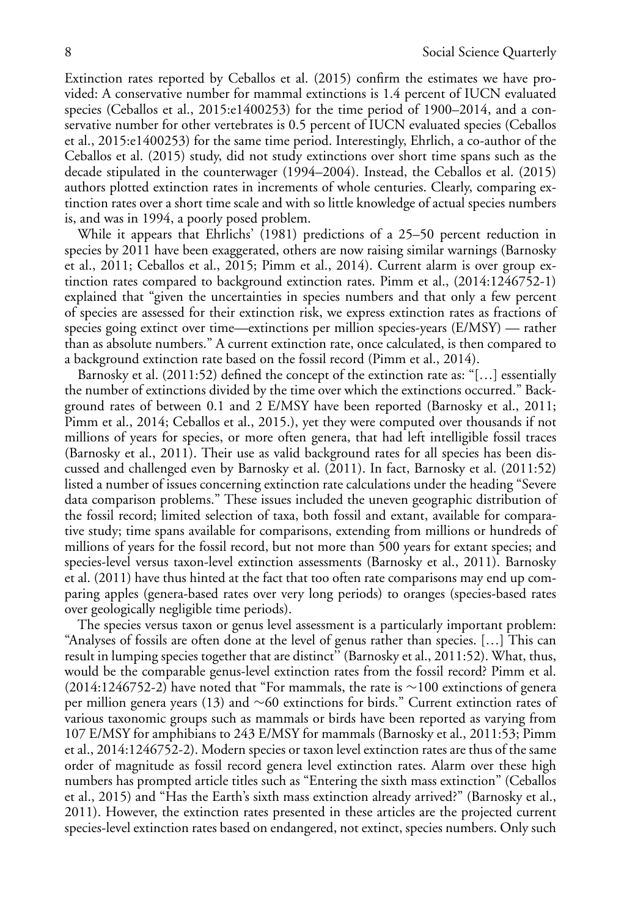Extinction rates reported by Ceballos et al. (2015) confirm the estimates we have provided: A conservative number for mammal extinctions is 1.4 percent of IUCN evaluated species (Ceballos et al., 2015:e1400253) for the time period of 1900–2014, and a conservative number for other vertebrates is 0.5 percent of IUCN evaluated species (Ceballos et al., 2015:e1400253) for the same time period. Interestingly, Ehrlich, a co-author of the Ceballos et al. (2015) study, did not study extinctions over short time spans such as the decade stipulated in the counterwager (1994–2004). Instead, the Ceballos et al. (2015) authors plotted extinction rates in increments of whole centuries. Clearly, comparing extinction rates over a short time scale and with so little knowledge of actual species numbers is, and was in 1994, a poorly posed problem.

While it appears that Ehrlichs' (1981) predictions of a 25–50 percent reduction in species by 2011 have been exaggerated, others are now raising similar warnings (Barnosky et al., 2011; Ceballos et al., 2015; Pimm et al., 2014). Current alarm is over group extinction rates compared to background extinction rates. Pimm et al., (2014:1246752-1) explained that "given the uncertainties in species numbers and that only a few percent of species are assessed for their extinction risk, we express extinction rates as fractions of species going extinct over time—extinctions per million species-years (E/MSY) — rather than as absolute numbers." A current extinction rate, once calculated, is then compared to a background extinction rate based on the fossil record (Pimm et al., 2014).

Barnosky et al. (2011:52) defined the concept of the extinction rate as: "[…] essentially the number of extinctions divided by the time over which the extinctions occurred." Background rates of between 0.1 and 2 E/MSY have been reported (Barnosky et al., 2011; Pimm et al., 2014; Ceballos et al., 2015.), yet they were computed over thousands if not millions of years for species, or more often genera, that had left intelligible fossil traces (Barnosky et al., 2011). Their use as valid background rates for all species has been discussed and challenged even by Barnosky et al. (2011). In fact, Barnosky et al. (2011:52) listed a number of issues concerning extinction rate calculations under the heading "Severe data comparison problems." These issues included the uneven geographic distribution of the fossil record; limited selection of taxa, both fossil and extant, available for comparative study; time spans available for comparisons, extending from millions or hundreds of millions of years for the fossil record, but not more than 500 years for extant species; and species-level versus taxon-level extinction assessments (Barnosky et al., 2011). Barnosky et al. (2011) have thus hinted at the fact that too often rate comparisons may end up comparing apples (genera-based rates over very long periods) to oranges (species-based rates over geologically negligible time periods).

The species versus taxon or genus level assessment is a particularly important problem: "Analyses of fossils are often done at the level of genus rather than species. […] This can result in lumping species together that are distinct" (Barnosky et al., 2011:52). What, thus, would be the comparable genus-level extinction rates from the fossil record? Pimm et al. (2014:1246752-2) have noted that "For mammals, the rate is ~100 extinctions of genera per million genera years (13) and ~60 extinctions for birds." Current extinction rates of various taxonomic groups such as mammals or birds have been reported as varying from 107 E/MSY for amphibians to 243 E/MSY for mammals (Barnosky et al., 2011:53; Pimm et al., 2014:1246752-2). Modern species or taxon level extinction rates are thus of the same order of magnitude as fossil record genera level extinction rates. Alarm over these high numbers has prompted article titles such as "Entering the sixth mass extinction" (Ceballos et al., 2015) and "Has the Earth's sixth mass extinction already arrived?" (Barnosky et al., 2011). However, the extinction rates presented in these articles are the projected current species-level extinction rates based on endangered, not extinct, species numbers. Only such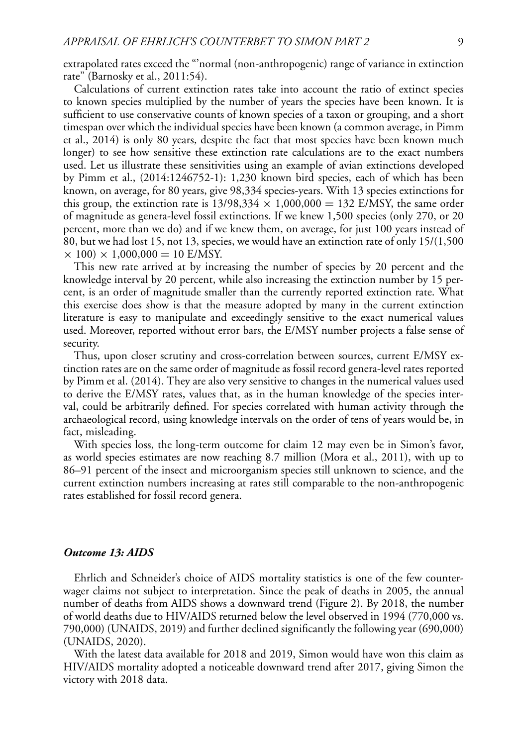extrapolated rates exceed the "'normal (non-anthropogenic) range of variance in extinction rate" (Barnosky et al., 2011:54).

Calculations of current extinction rates take into account the ratio of extinct species to known species multiplied by the number of years the species have been known. It is sufficient to use conservative counts of known species of a taxon or grouping, and a short timespan over which the individual species have been known (a common average, in Pimm et al., 2014) is only 80 years, despite the fact that most species have been known much longer) to see how sensitive these extinction rate calculations are to the exact numbers used. Let us illustrate these sensitivities using an example of avian extinctions developed by Pimm et al., (2014:1246752-1): 1,230 known bird species, each of which has been known, on average, for 80 years, give 98,334 species-years. With 13 species extinctions for this group, the extinction rate is $13/98{,}334 \times 1{,}000{,}000 = 132$ E/MSY, the same order of magnitude as genera-level fossil extinctions. If we knew 1,500 species (only 270, or 20 percent, more than we do) and if we knew them, on average, for just 100 years instead of 80, but we had lost 15, not 13, species, we would have an extinction rate of only $15/(1{,}500 \times 100) \times 1{,}000{,}000 = 10$ E/MSY.

This new rate arrived at by increasing the number of species by 20 percent and the knowledge interval by 20 percent, while also increasing the extinction number by 15 percent, is an order of magnitude smaller than the currently reported extinction rate. What this exercise does show is that the measure adopted by many in the current extinction literature is easy to manipulate and exceedingly sensitive to the exact numerical values used. Moreover, reported without error bars, the E/MSY number projects a false sense of security.

Thus, upon closer scrutiny and cross-correlation between sources, current E/MSY extinction rates are on the same order of magnitude as fossil record genera-level rates reported by Pimm et al. (2014). They are also very sensitive to changes in the numerical values used to derive the E/MSY rates, values that, as in the human knowledge of the species interval, could be arbitrarily defined. For species correlated with human activity through the archaeological record, using knowledge intervals on the order of tens of years would be, in fact, misleading.

With species loss, the long-term outcome for claim 12 may even be in Simon's favor, as world species estimates are now reaching 8.7 million (Mora et al., 2011), with up to 86–91 percent of the insect and microorganism species still unknown to science, and the current extinction numbers increasing at rates still comparable to the non-anthropogenic rates established for fossil record genera.

### *Outcome 13: AIDS*

Ehrlich and Schneider's choice of AIDS mortality statistics is one of the few counter-wager claims not subject to interpretation. Since the peak of deaths in 2005, the annual number of deaths from AIDS shows a downward trend (Figure 2). By 2018, the number of world deaths due to HIV/AIDS returned below the level observed in 1994 (770,000 vs. 790,000) (UNAIDS, 2019) and further declined significantly the following year (690,000) (UNAIDS, 2020).

With the latest data available for 2018 and 2019, Simon would have won this claim as HIV/AIDS mortality adopted a noticeable downward trend after 2017, giving Simon the victory with 2018 data.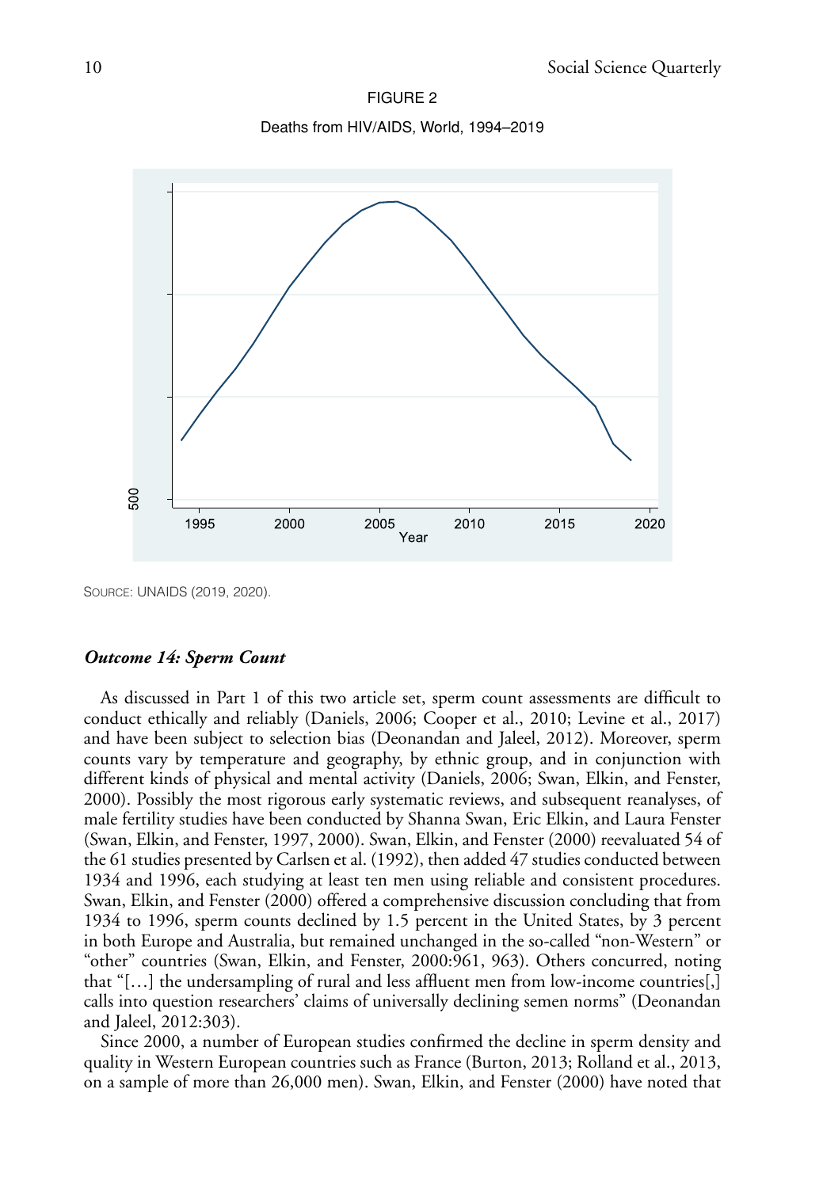FIGURE 2

Deaths from HIV/AIDS, World, 1994–2019

SOURCE: UNAIDS (2019, 2020).

### *Outcome 14: Sperm Count*

As discussed in Part 1 of this two article set, sperm count assessments are difficult to conduct ethically and reliably (Daniels, 2006; Cooper et al., 2010; Levine et al., 2017) and have been subject to selection bias (Deonandan and Jaleel, 2012). Moreover, sperm counts vary by temperature and geography, by ethnic group, and in conjunction with different kinds of physical and mental activity (Daniels, 2006; Swan, Elkin, and Fenster, 2000). Possibly the most rigorous early systematic reviews, and subsequent reanalyses, of male fertility studies have been conducted by Shanna Swan, Eric Elkin, and Laura Fenster (Swan, Elkin, and Fenster, 1997, 2000). Swan, Elkin, and Fenster (2000) reevaluated 54 of the 61 studies presented by Carlsen et al. (1992), then added 47 studies conducted between 1934 and 1996, each studying at least ten men using reliable and consistent procedures. Swan, Elkin, and Fenster (2000) offered a comprehensive discussion concluding that from 1934 to 1996, sperm counts declined by 1.5 percent in the United States, by 3 percent in both Europe and Australia, but remained unchanged in the so-called "non-Western" or "other" countries (Swan, Elkin, and Fenster, 2000:961, 963). Others concurred, noting that "[…] the undersampling of rural and less affluent men from low-income countries[,] calls into question researchers' claims of universally declining semen norms" (Deonandan and Jaleel, 2012:303).

Since 2000, a number of European studies confirmed the decline in sperm density and quality in Western European countries such as France (Burton, 2013; Rolland et al., 2013, on a sample of more than 26,000 men). Swan, Elkin, and Fenster (2000) have noted that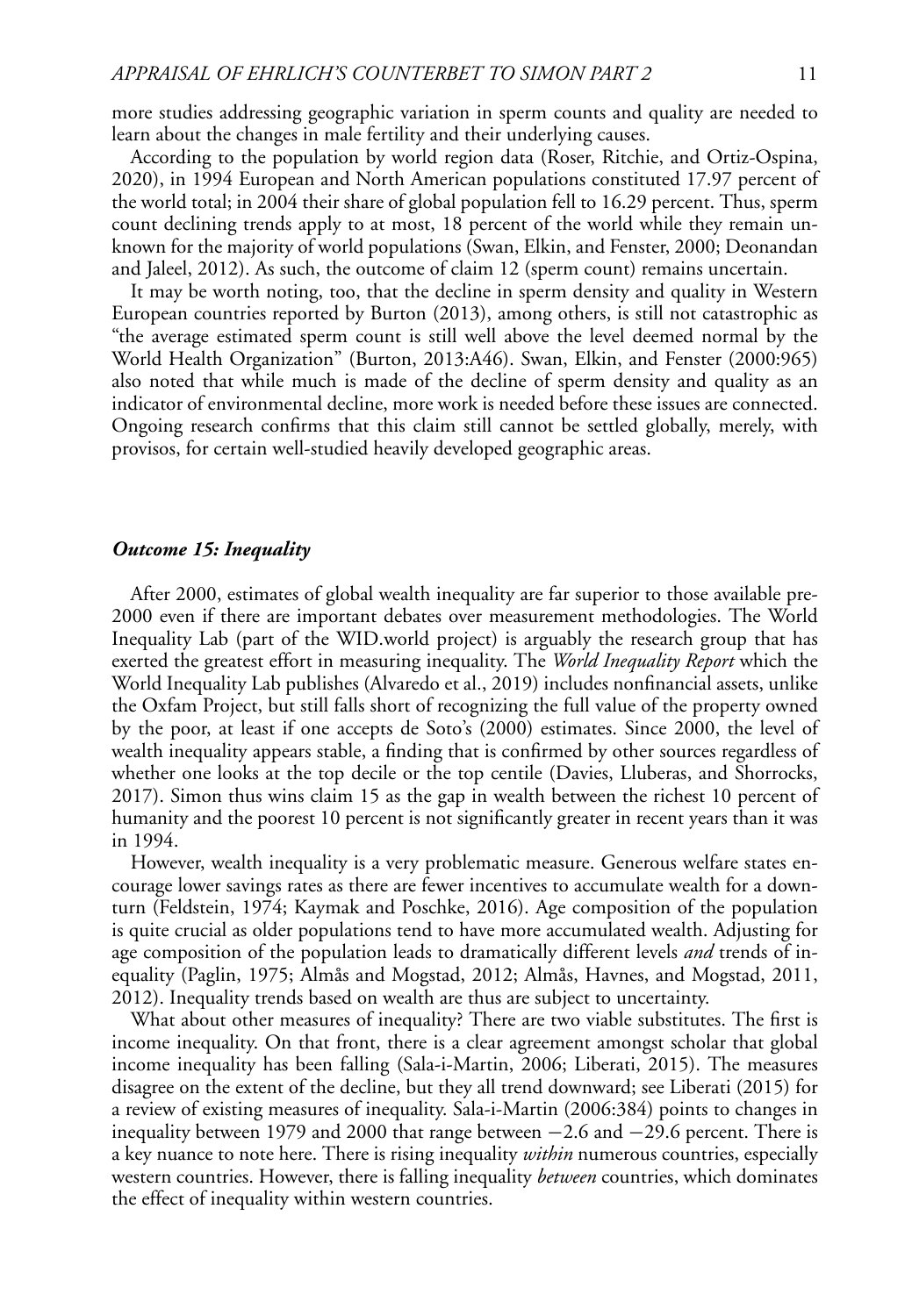more studies addressing geographic variation in sperm counts and quality are needed to learn about the changes in male fertility and their underlying causes.

According to the population by world region data (Roser, Ritchie, and Ortiz-Ospina, 2020), in 1994 European and North American populations constituted 17.97 percent of the world total; in 2004 their share of global population fell to 16.29 percent. Thus, sperm count declining trends apply to at most, 18 percent of the world while they remain unknown for the majority of world populations (Swan, Elkin, and Fenster, 2000; Deonandan and Jaleel, 2012). As such, the outcome of claim 12 (sperm count) remains uncertain.

It may be worth noting, too, that the decline in sperm density and quality in Western European countries reported by Burton (2013), among others, is still not catastrophic as "the average estimated sperm count is still well above the level deemed normal by the World Health Organization" (Burton, 2013:A46). Swan, Elkin, and Fenster (2000:965) also noted that while much is made of the decline of sperm density and quality as an indicator of environmental decline, more work is needed before these issues are connected. Ongoing research confirms that this claim still cannot be settled globally, merely, with provisos, for certain well-studied heavily developed geographic areas.

### *Outcome 15: Inequality*

After 2000, estimates of global wealth inequality are far superior to those available pre-2000 even if there are important debates over measurement methodologies. The World Inequality Lab (part of the WID.world project) is arguably the research group that has exerted the greatest effort in measuring inequality. The *World Inequality Report* which the World Inequality Lab publishes (Alvaredo et al., 2019) includes nonfinancial assets, unlike the Oxfam Project, but still falls short of recognizing the full value of the property owned by the poor, at least if one accepts de Soto's (2000) estimates. Since 2000, the level of wealth inequality appears stable, a finding that is confirmed by other sources regardless of whether one looks at the top decile or the top centile (Davies, Lluberas, and Shorrocks, 2017). Simon thus wins claim 15 as the gap in wealth between the richest 10 percent of humanity and the poorest 10 percent is not significantly greater in recent years than it was in 1994.

However, wealth inequality is a very problematic measure. Generous welfare states encourage lower savings rates as there are fewer incentives to accumulate wealth for a downturn (Feldstein, 1974; Kaymak and Poschke, 2016). Age composition of the population is quite crucial as older populations tend to have more accumulated wealth. Adjusting for age composition of the population leads to dramatically different levels *and* trends of inequality (Paglin, 1975; Almås and Mogstad, 2012; Almås, Havnes, and Mogstad, 2011, 2012). Inequality trends based on wealth are thus are subject to uncertainty.

What about other measures of inequality? There are two viable substitutes. The first is income inequality. On that front, there is a clear agreement amongst scholar that global income inequality has been falling (Sala-i-Martin, 2006; Liberati, 2015). The measures disagree on the extent of the decline, but they all trend downward; see Liberati (2015) for a review of existing measures of inequality. Sala-i-Martin (2006:384) points to changes in inequality between 1979 and 2000 that range between −2.6 and −29.6 percent. There is a key nuance to note here. There is rising inequality *within* numerous countries, especially western countries. However, there is falling inequality *between* countries, which dominates the effect of inequality within western countries.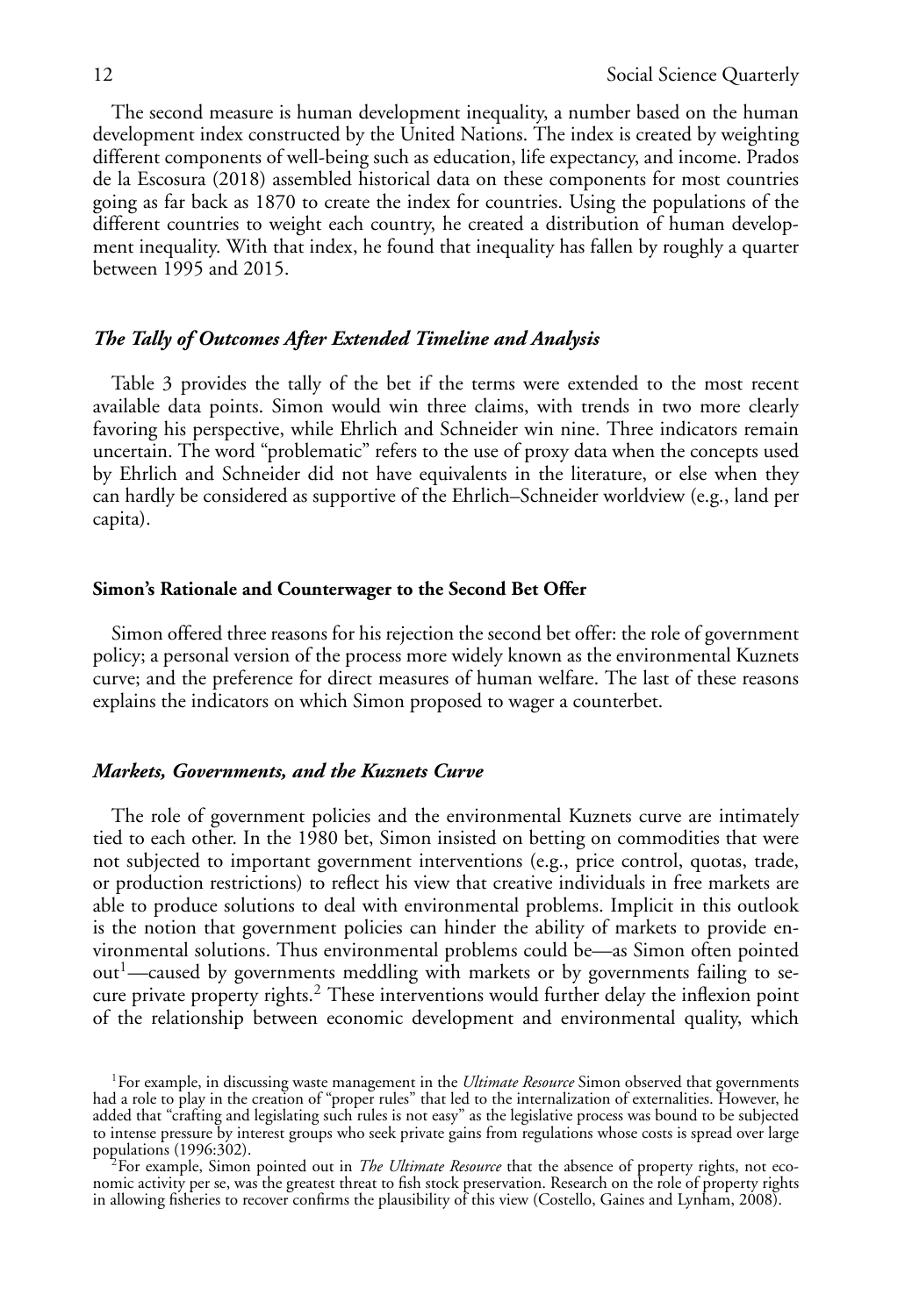The second measure is human development inequality, a number based on the human development index constructed by the United Nations. The index is created by weighting different components of well-being such as education, life expectancy, and income. Prados de la Escosura (2018) assembled historical data on these components for most countries going as far back as 1870 to create the index for countries. Using the populations of the different countries to weight each country, he created a distribution of human development inequality. With that index, he found that inequality has fallen by roughly a quarter between 1995 and 2015.

### *The Tally of Outcomes After Extended Timeline and Analysis*

Table 3 provides the tally of the bet if the terms were extended to the most recent available data points. Simon would win three claims, with trends in two more clearly favoring his perspective, while Ehrlich and Schneider win nine. Three indicators remain uncertain. The word "problematic" refers to the use of proxy data when the concepts used by Ehrlich and Schneider did not have equivalents in the literature, or else when they can hardly be considered as supportive of the Ehrlich–Schneider worldview (e.g., land per capita).

## **Simon's Rationale and Counterwager to the Second Bet Offer**

Simon offered three reasons for his rejection the second bet offer: the role of government policy; a personal version of the process more widely known as the environmental Kuznets curve; and the preference for direct measures of human welfare. The last of these reasons explains the indicators on which Simon proposed to wager a counterbet.

### *Markets, Governments, and the Kuznets Curve*

The role of government policies and the environmental Kuznets curve are intimately tied to each other. In the 1980 bet, Simon insisted on betting on commodities that were not subjected to important government interventions (e.g., price control, quotas, trade, or production restrictions) to reflect his view that creative individuals in free markets are able to produce solutions to deal with environmental problems. Implicit in this outlook is the notion that government policies can hinder the ability of markets to provide environmental solutions. Thus environmental problems could be—as Simon often pointed out[1]—caused by governments meddling with markets or by governments failing to secure private property rights.[2] These interventions would further delay the inflexion point of the relationship between economic development and environmental quality, which

[1] For example, in discussing waste management in the *Ultimate Resource* Simon observed that governments had a role to play in the creation of "proper rules" that led to the internalization of externalities. However, he added that "crafting and legislating such rules is not easy" as the legislative process was bound to be subjected to intense pressure by interest groups who seek private gains from regulations whose costs is spread over large populations (1996:302).

[2] For example, Simon pointed out in *The Ultimate Resource* that the absence of property rights, not economic activity per se, was the greatest threat to fish stock preservation. Research on the role of property rights in allowing fisheries to recover confirms the plausibility of this view (Costello, Gaines and Lynham, 2008).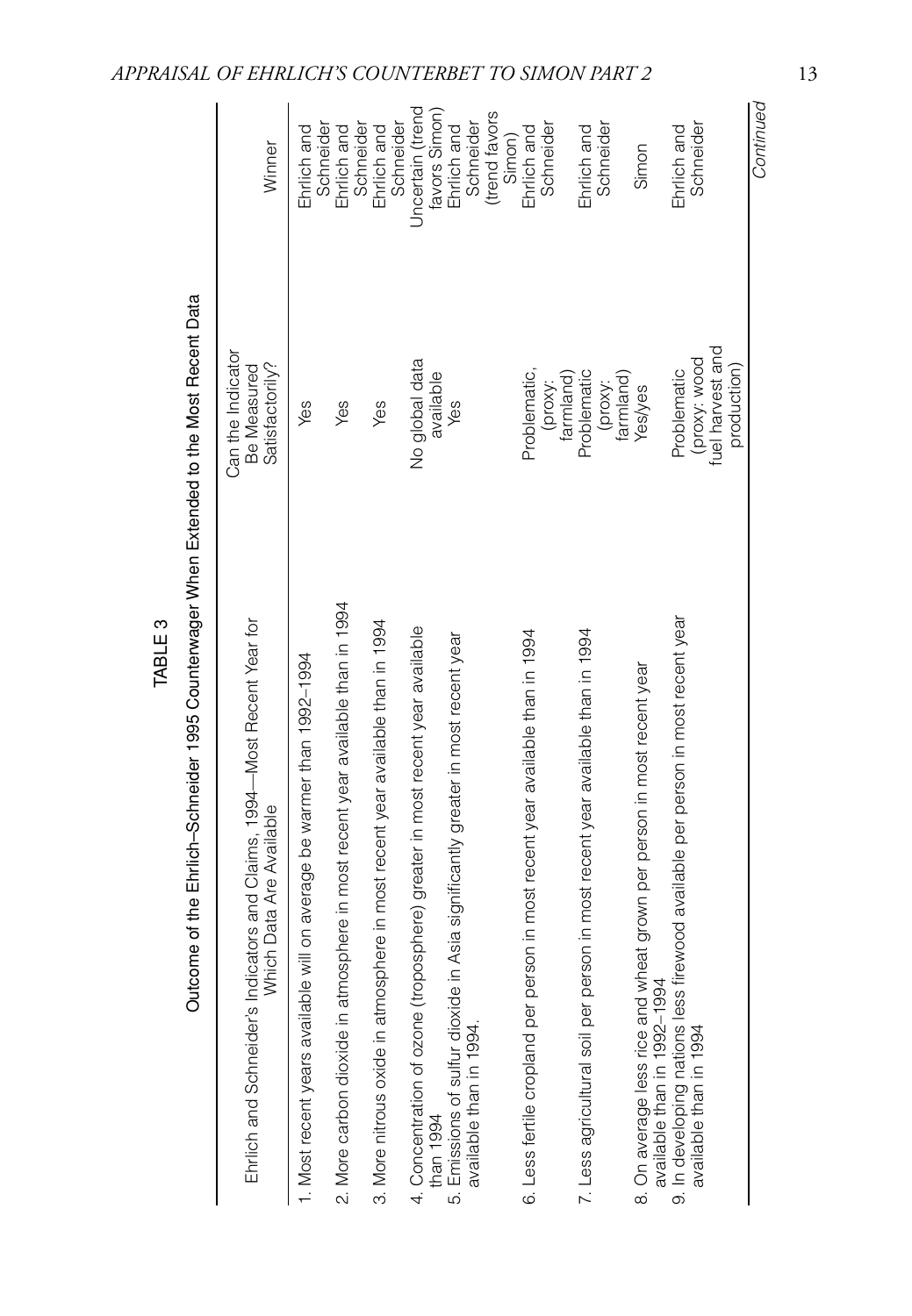TABLE 3

Outcome of the Ehrlich–Schneider 1995 Counterwager When Extended to the Most Recent Data

| Ehrlich and Schneider's Indicators and Claims, 1994—Most Recent Year for Which Data Are Available | Can the Indicator Be Measured Satisfactorily? | Winner |
|---|---|---|
| 1. Most recent years available will on average be warmer than 1992–1994 | Yes | Ehrlich and Schneider |
| 2. More carbon dioxide in atmosphere in most recent year available than in 1994 | Yes | Ehrlich and Schneider |
| 3. More nitrous oxide in atmosphere in most recent year available than in 1994 | Yes | Ehrlich and Schneider |
| 4. Concentration of ozone (troposphere) greater in most recent year available than 1994 | No global data available | Uncertain (trend favors Simon) |
| 5. Emissions of sulfur dioxide in Asia significantly greater in most recent year available than in 1994. | Yes | Ehrlich and Schneider (trend favors Simon) |
| 6. Less fertile cropland per person in most recent year available than in 1994 | Problematic, (proxy: farmland) | Ehrlich and Schneider |
| 7. Less agricultural soil per person in most recent year available than in 1994 | Problematic (proxy: farmland) | Ehrlich and Schneider |
| 8. On average less rice and wheat grown per person in most recent year available than in 1992–1994 | Yes/yes | Simon |
| 9. In developing nations less firewood available per person in most recent year available than in 1994 | Problematic (proxy: wood fuel harvest and production) | Ehrlich and Schneider |

*Continued*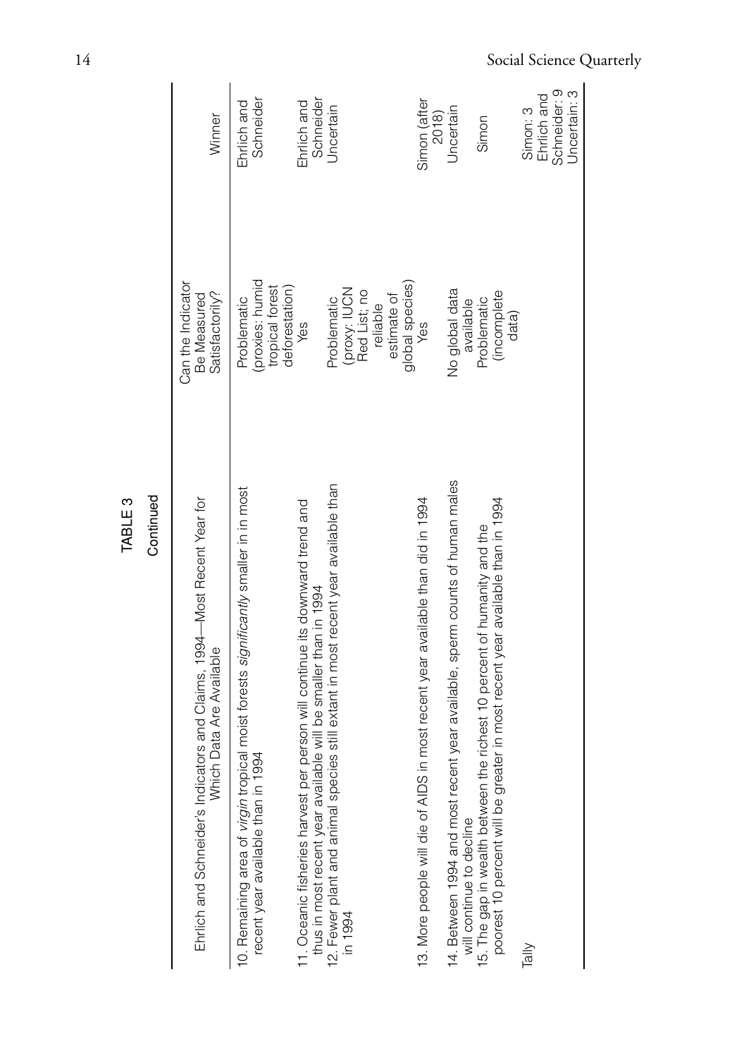TABLE 3

Continued

| Ehrlich and Schneider's Indicators and Claims, 1994—Most Recent Year for Which Data Are Available | Can the Indicator Be Measured Satisfactorily? | Winner |
|---|---|---|
| 10. Remaining area of *virgin* tropical moist forests *significantly* smaller in in most recent year available than in 1994 | Problematic (proxies: humid tropical forest deforestation) | Ehrlich and Schneider |
| 11. Oceanic fisheries harvest per person will continue its downward trend and thus in most recent year available will be smaller than in 1994 | Yes | Ehrlich and Schneider |
| 12. Fewer plant and animal species still extant in most recent year available than in 1994 | Problematic (proxy: IUCN Red List; no reliable estimate of global species) | Uncertain |
| 13. More people will die of AIDS in most recent year available than did in 1994 | Yes | Simon (after 2018) |
| 14. Between 1994 and most recent year available, sperm counts of human males will continue to decline | No global data available | Uncertain |
| 15. The gap in wealth between the richest 10 percent of humanity and the poorest 10 percent will be greater in most recent year available than in 1994 | Problematic (incomplete data) | Simon |
| Tally | | Simon: 3<br>Ehrlich and Schneider: 9<br>Uncertain: 3 |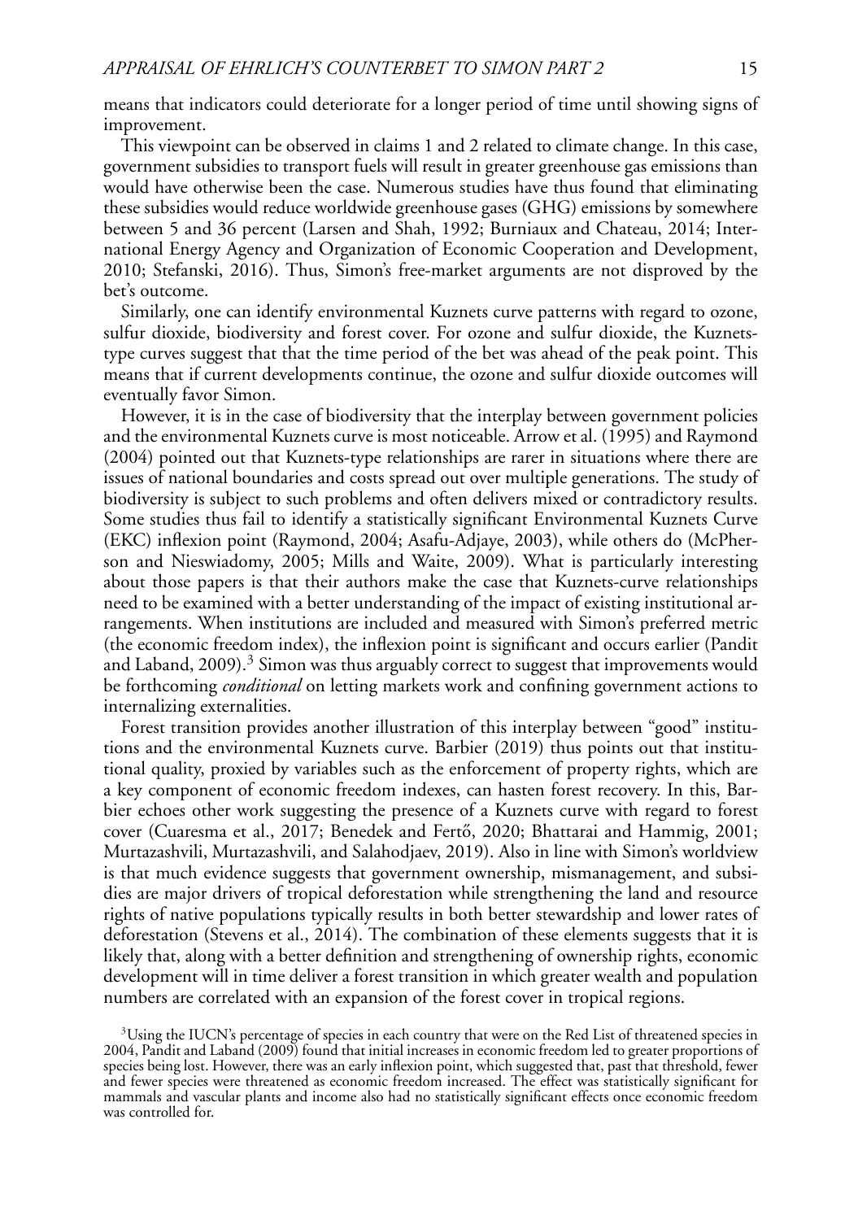means that indicators could deteriorate for a longer period of time until showing signs of improvement.

This viewpoint can be observed in claims 1 and 2 related to climate change. In this case, government subsidies to transport fuels will result in greater greenhouse gas emissions than would have otherwise been the case. Numerous studies have thus found that eliminating these subsidies would reduce worldwide greenhouse gases (GHG) emissions by somewhere between 5 and 36 percent (Larsen and Shah, 1992; Burniaux and Chateau, 2014; International Energy Agency and Organization of Economic Cooperation and Development, 2010; Stefanski, 2016). Thus, Simon's free-market arguments are not disproved by the bet's outcome.

Similarly, one can identify environmental Kuznets curve patterns with regard to ozone, sulfur dioxide, biodiversity and forest cover. For ozone and sulfur dioxide, the Kuznets-type curves suggest that that the time period of the bet was ahead of the peak point. This means that if current developments continue, the ozone and sulfur dioxide outcomes will eventually favor Simon.

However, it is in the case of biodiversity that the interplay between government policies and the environmental Kuznets curve is most noticeable. Arrow et al. (1995) and Raymond (2004) pointed out that Kuznets-type relationships are rarer in situations where there are issues of national boundaries and costs spread out over multiple generations. The study of biodiversity is subject to such problems and often delivers mixed or contradictory results. Some studies thus fail to identify a statistically significant Environmental Kuznets Curve (EKC) inflexion point (Raymond, 2004; Asafu-Adjaye, 2003), while others do (McPherson and Nieswiadomy, 2005; Mills and Waite, 2009). What is particularly interesting about those papers is that their authors make the case that Kuznets-curve relationships need to be examined with a better understanding of the impact of existing institutional arrangements. When institutions are included and measured with Simon's preferred metric (the economic freedom index), the inflexion point is significant and occurs earlier (Pandit and Laband, 2009).[3] Simon was thus arguably correct to suggest that improvements would be forthcoming *conditional* on letting markets work and confining government actions to internalizing externalities.

Forest transition provides another illustration of this interplay between "good" institutions and the environmental Kuznets curve. Barbier (2019) thus points out that institutional quality, proxied by variables such as the enforcement of property rights, which are a key component of economic freedom indexes, can hasten forest recovery. In this, Barbier echoes other work suggesting the presence of a Kuznets curve with regard to forest cover (Cuaresma et al., 2017; Benedek and Fertő, 2020; Bhattarai and Hammig, 2001; Murtazashvili, Murtazashvili, and Salahodjaev, 2019). Also in line with Simon's worldview is that much evidence suggests that government ownership, mismanagement, and subsidies are major drivers of tropical deforestation while strengthening the land and resource rights of native populations typically results in both better stewardship and lower rates of deforestation (Stevens et al., 2014). The combination of these elements suggests that it is likely that, along with a better definition and strengthening of ownership rights, economic development will in time deliver a forest transition in which greater wealth and population numbers are correlated with an expansion of the forest cover in tropical regions.

[3] Using the IUCN's percentage of species in each country that were on the Red List of threatened species in 2004, Pandit and Laband (2009) found that initial increases in economic freedom led to greater proportions of species being lost. However, there was an early inflexion point, which suggested that, past that threshold, fewer and fewer species were threatened as economic freedom increased. The effect was statistically significant for mammals and vascular plants and income also had no statistically significant effects once economic freedom was controlled for.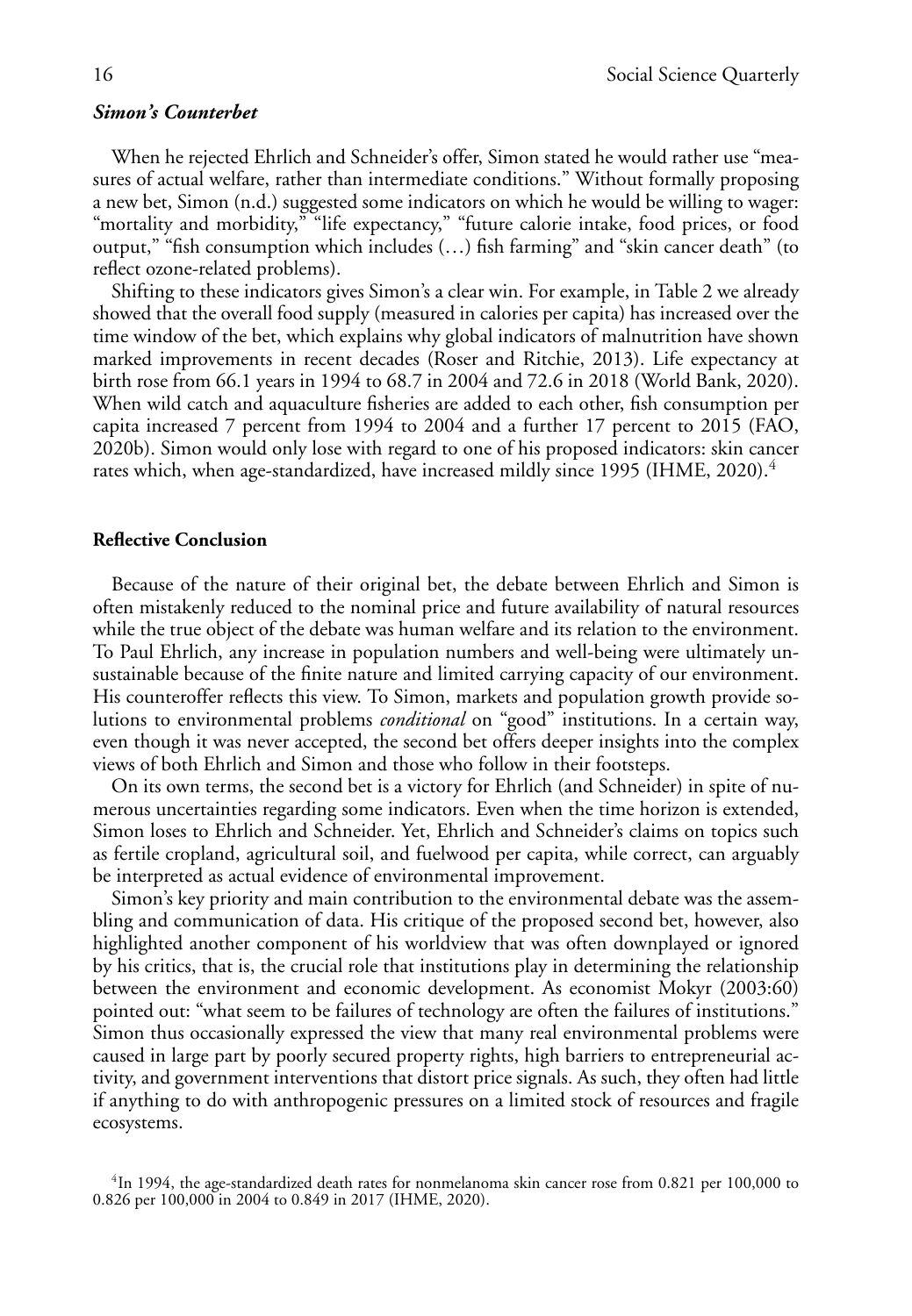### *Simon's Counterbet*

When he rejected Ehrlich and Schneider's offer, Simon stated he would rather use "measures of actual welfare, rather than intermediate conditions." Without formally proposing a new bet, Simon (n.d.) suggested some indicators on which he would be willing to wager: "mortality and morbidity," "life expectancy," "future calorie intake, food prices, or food output," "fish consumption which includes (…) fish farming" and "skin cancer death" (to reflect ozone-related problems).

Shifting to these indicators gives Simon's a clear win. For example, in Table 2 we already showed that the overall food supply (measured in calories per capita) has increased over the time window of the bet, which explains why global indicators of malnutrition have shown marked improvements in recent decades (Roser and Ritchie, 2013). Life expectancy at birth rose from 66.1 years in 1994 to 68.7 in 2004 and 72.6 in 2018 (World Bank, 2020). When wild catch and aquaculture fisheries are added to each other, fish consumption per capita increased 7 percent from 1994 to 2004 and a further 17 percent to 2015 (FAO, 2020b). Simon would only lose with regard to one of his proposed indicators: skin cancer rates which, when age-standardized, have increased mildly since 1995 (IHME, 2020).[4]

## Reflective Conclusion

Because of the nature of their original bet, the debate between Ehrlich and Simon is often mistakenly reduced to the nominal price and future availability of natural resources while the true object of the debate was human welfare and its relation to the environment. To Paul Ehrlich, any increase in population numbers and well-being were ultimately unsustainable because of the finite nature and limited carrying capacity of our environment. His counteroffer reflects this view. To Simon, markets and population growth provide solutions to environmental problems *conditional* on "good" institutions. In a certain way, even though it was never accepted, the second bet offers deeper insights into the complex views of both Ehrlich and Simon and those who follow in their footsteps.

On its own terms, the second bet is a victory for Ehrlich (and Schneider) in spite of numerous uncertainties regarding some indicators. Even when the time horizon is extended, Simon loses to Ehrlich and Schneider. Yet, Ehrlich and Schneider's claims on topics such as fertile cropland, agricultural soil, and fuelwood per capita, while correct, can arguably be interpreted as actual evidence of environmental improvement.

Simon's key priority and main contribution to the environmental debate was the assembling and communication of data. His critique of the proposed second bet, however, also highlighted another component of his worldview that was often downplayed or ignored by his critics, that is, the crucial role that institutions play in determining the relationship between the environment and economic development. As economist Mokyr (2003:60) pointed out: "what seem to be failures of technology are often the failures of institutions." Simon thus occasionally expressed the view that many real environmental problems were caused in large part by poorly secured property rights, high barriers to entrepreneurial activity, and government interventions that distort price signals. As such, they often had little if anything to do with anthropogenic pressures on a limited stock of resources and fragile ecosystems.

[4]In 1994, the age-standardized death rates for nonmelanoma skin cancer rose from 0.821 per 100,000 to 0.826 per 100,000 in 2004 to 0.849 in 2017 (IHME, 2020).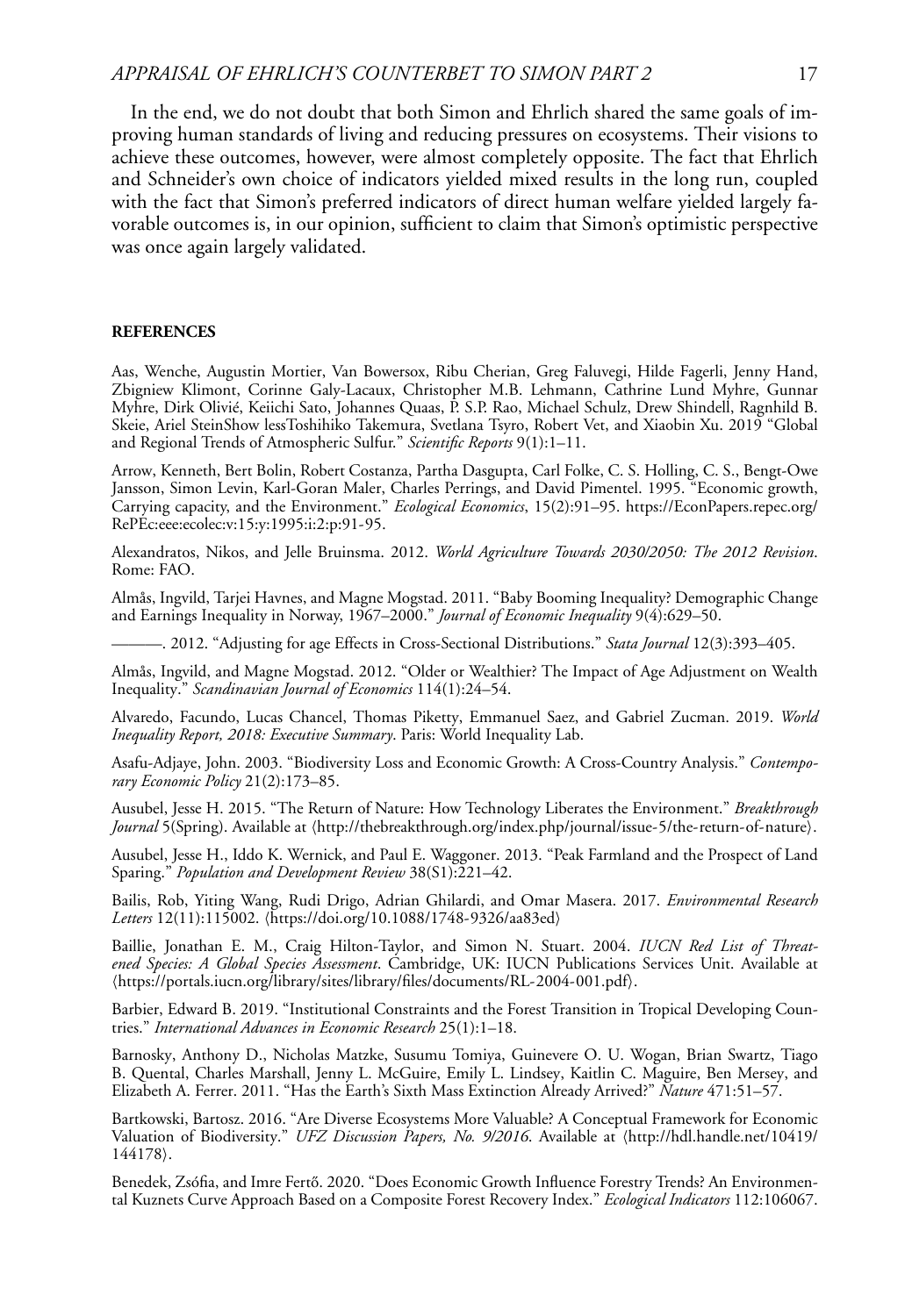In the end, we do not doubt that both Simon and Ehrlich shared the same goals of improving human standards of living and reducing pressures on ecosystems. Their visions to achieve these outcomes, however, were almost completely opposite. The fact that Ehrlich and Schneider's own choice of indicators yielded mixed results in the long run, coupled with the fact that Simon's preferred indicators of direct human welfare yielded largely favorable outcomes is, in our opinion, sufficient to claim that Simon's optimistic perspective was once again largely validated.

**REFERENCES**

Aas, Wenche, Augustin Mortier, Van Bowersox, Ribu Cherian, Greg Faluvegi, Hilde Fagerli, Jenny Hand, Zbigniew Klimont, Corinne Galy-Lacaux, Christopher M.B. Lehmann, Cathrine Lund Myhre, Gunnar Myhre, Dirk Olivié, Keiichi Sato, Johannes Quaas, P. S.P. Rao, Michael Schulz, Drew Shindell, Ragnhild B. Skeie, Ariel SteinShow lessToshihiko Takemura, Svetlana Tsyro, Robert Vet, and Xiaobin Xu. 2019 "Global and Regional Trends of Atmospheric Sulfur." *Scientific Reports* 9(1):1–11.

Arrow, Kenneth, Bert Bolin, Robert Costanza, Partha Dasgupta, Carl Folke, C. S. Holling, C. S., Bengt-Owe Jansson, Simon Levin, Karl-Goran Maler, Charles Perrings, and David Pimentel. 1995. "Economic growth, Carrying capacity, and the Environment." *Ecological Economics*, 15(2):91–95. https://EconPapers.repec.org/RePEc:eee:ecolec:v:15:y:1995:i:2:p:91-95.

Alexandratos, Nikos, and Jelle Bruinsma. 2012. *World Agriculture Towards 2030/2050: The 2012 Revision*. Rome: FAO.

Almås, Ingvild, Tarjei Havnes, and Magne Mogstad. 2011. "Baby Booming Inequality? Demographic Change and Earnings Inequality in Norway, 1967–2000." *Journal of Economic Inequality* 9(4):629–50.

———. 2012. "Adjusting for age Effects in Cross-Sectional Distributions." *Stata Journal* 12(3):393–405.

Almås, Ingvild, and Magne Mogstad. 2012. "Older or Wealthier? The Impact of Age Adjustment on Wealth Inequality." *Scandinavian Journal of Economics* 114(1):24–54.

Alvaredo, Facundo, Lucas Chancel, Thomas Piketty, Emmanuel Saez, and Gabriel Zucman. 2019. *World Inequality Report, 2018: Executive Summary*. Paris: World Inequality Lab.

Asafu-Adjaye, John. 2003. "Biodiversity Loss and Economic Growth: A Cross-Country Analysis." *Contemporary Economic Policy* 21(2):173–85.

Ausubel, Jesse H. 2015. "The Return of Nature: How Technology Liberates the Environment." *Breakthrough Journal* 5(Spring). Available at ⟨http://thebreakthrough.org/index.php/journal/issue-5/the-return-of-nature⟩.

Ausubel, Jesse H., Iddo K. Wernick, and Paul E. Waggoner. 2013. "Peak Farmland and the Prospect of Land Sparing." *Population and Development Review* 38(S1):221–42.

Bailis, Rob, Yiting Wang, Rudi Drigo, Adrian Ghilardi, and Omar Masera. 2017. *Environmental Research Letters* 12(11):115002. ⟨https://doi.org/10.1088/1748-9326/aa83ed⟩

Baillie, Jonathan E. M., Craig Hilton-Taylor, and Simon N. Stuart. 2004. *IUCN Red List of Threatened Species: A Global Species Assessment*. Cambridge, UK: IUCN Publications Services Unit. Available at ⟨https://portals.iucn.org/library/sites/library/files/documents/RL-2004-001.pdf⟩.

Barbier, Edward B. 2019. "Institutional Constraints and the Forest Transition in Tropical Developing Countries." *International Advances in Economic Research* 25(1):1–18.

Barnosky, Anthony D., Nicholas Matzke, Susumu Tomiya, Guinevere O. U. Wogan, Brian Swartz, Tiago B. Quental, Charles Marshall, Jenny L. McGuire, Emily L. Lindsey, Kaitlin C. Maguire, Ben Mersey, and Elizabeth A. Ferrer. 2011. "Has the Earth's Sixth Mass Extinction Already Arrived?" *Nature* 471:51–57.

Bartkowski, Bartosz. 2016. "Are Diverse Ecosystems More Valuable? A Conceptual Framework for Economic Valuation of Biodiversity." *UFZ Discussion Papers, No. 9/2016*. Available at ⟨http://hdl.handle.net/10419/144178⟩.

Benedek, Zsófia, and Imre Fertő. 2020. "Does Economic Growth Influence Forestry Trends? An Environmental Kuznets Curve Approach Based on a Composite Forest Recovery Index." *Ecological Indicators* 112:106067.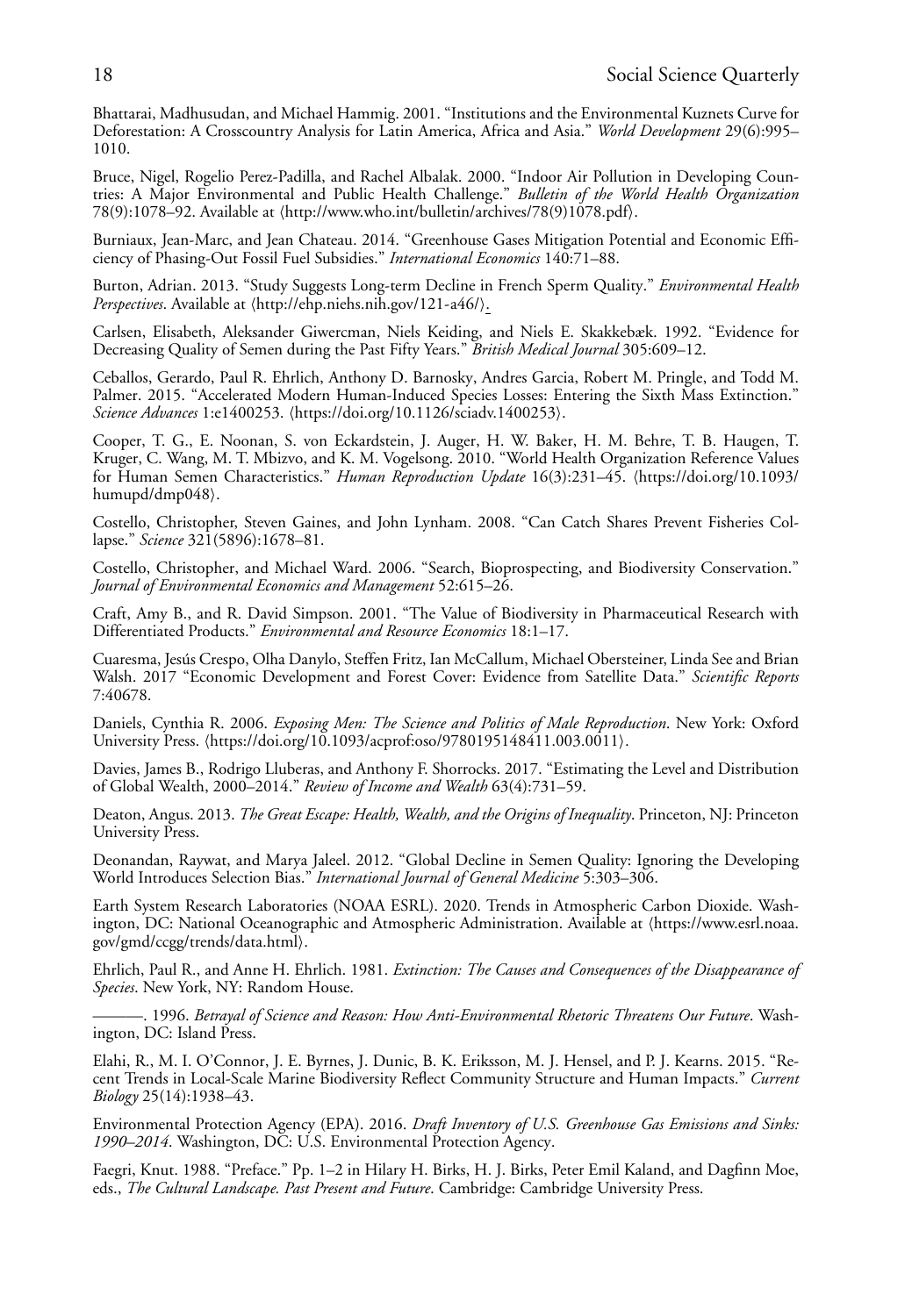Bhattarai, Madhusudan, and Michael Hammig. 2001. "Institutions and the Environmental Kuznets Curve for Deforestation: A Crosscountry Analysis for Latin America, Africa and Asia." *World Development* 29(6):995–1010.

Bruce, Nigel, Rogelio Perez-Padilla, and Rachel Albalak. 2000. "Indoor Air Pollution in Developing Countries: A Major Environmental and Public Health Challenge." *Bulletin of the World Health Organization* 78(9):1078–92. Available at ⟨http://www.who.int/bulletin/archives/78(9)1078.pdf⟩.

Burniaux, Jean-Marc, and Jean Chateau. 2014. "Greenhouse Gases Mitigation Potential and Economic Efficiency of Phasing-Out Fossil Fuel Subsidies." *International Economics* 140:71–88.

Burton, Adrian. 2013. "Study Suggests Long-term Decline in French Sperm Quality." *Environmental Health Perspectives*. Available at ⟨http://ehp.niehs.nih.gov/121-a46/⟩.

Carlsen, Elisabeth, Aleksander Giwercman, Niels Keiding, and Niels E. Skakkebæk. 1992. "Evidence for Decreasing Quality of Semen during the Past Fifty Years." *British Medical Journal* 305:609–12.

Ceballos, Gerardo, Paul R. Ehrlich, Anthony D. Barnosky, Andres Garcia, Robert M. Pringle, and Todd M. Palmer. 2015. "Accelerated Modern Human-Induced Species Losses: Entering the Sixth Mass Extinction." *Science Advances* 1:e1400253. ⟨https://doi.org/10.1126/sciadv.1400253⟩.

Cooper, T. G., E. Noonan, S. von Eckardstein, J. Auger, H. W. Baker, H. M. Behre, T. B. Haugen, T. Kruger, C. Wang, M. T. Mbizvo, and K. M. Vogelsong. 2010. "World Health Organization Reference Values for Human Semen Characteristics." *Human Reproduction Update* 16(3):231–45. ⟨https://doi.org/10.1093/humupd/dmp048⟩.

Costello, Christopher, Steven Gaines, and John Lynham. 2008. "Can Catch Shares Prevent Fisheries Collapse." *Science* 321(5896):1678–81.

Costello, Christopher, and Michael Ward. 2006. "Search, Bioprospecting, and Biodiversity Conservation." *Journal of Environmental Economics and Management* 52:615–26.

Craft, Amy B., and R. David Simpson. 2001. "The Value of Biodiversity in Pharmaceutical Research with Differentiated Products." *Environmental and Resource Economics* 18:1–17.

Cuaresma, Jesús Crespo, Olha Danylo, Steffen Fritz, Ian McCallum, Michael Obersteiner, Linda See and Brian Walsh. 2017 "Economic Development and Forest Cover: Evidence from Satellite Data." *Scientific Reports* 7:40678.

Daniels, Cynthia R. 2006. *Exposing Men: The Science and Politics of Male Reproduction*. New York: Oxford University Press. ⟨https://doi.org/10.1093/acprof:oso/9780195148411.003.0011⟩.

Davies, James B., Rodrigo Lluberas, and Anthony F. Shorrocks. 2017. "Estimating the Level and Distribution of Global Wealth, 2000–2014." *Review of Income and Wealth* 63(4):731–59.

Deaton, Angus. 2013. *The Great Escape: Health, Wealth, and the Origins of Inequality*. Princeton, NJ: Princeton University Press.

Deonandan, Raywat, and Marya Jaleel. 2012. "Global Decline in Semen Quality: Ignoring the Developing World Introduces Selection Bias." *International Journal of General Medicine* 5:303–306.

Earth System Research Laboratories (NOAA ESRL). 2020. Trends in Atmospheric Carbon Dioxide. Washington, DC: National Oceanographic and Atmospheric Administration. Available at ⟨https://www.esrl.noaa.gov/gmd/ccgg/trends/data.html⟩.

Ehrlich, Paul R., and Anne H. Ehrlich. 1981. *Extinction: The Causes and Consequences of the Disappearance of Species*. New York, NY: Random House.

———. 1996. *Betrayal of Science and Reason: How Anti-Environmental Rhetoric Threatens Our Future*. Washington, DC: Island Press.

Elahi, R., M. I. O'Connor, J. E. Byrnes, J. Dunic, B. K. Eriksson, M. J. Hensel, and P. J. Kearns. 2015. "Recent Trends in Local-Scale Marine Biodiversity Reflect Community Structure and Human Impacts." *Current Biology* 25(14):1938–43.

Environmental Protection Agency (EPA). 2016. *Draft Inventory of U.S. Greenhouse Gas Emissions and Sinks: 1990–2014*. Washington, DC: U.S. Environmental Protection Agency.

Faegri, Knut. 1988. "Preface." Pp. 1–2 in Hilary H. Birks, H. J. Birks, Peter Emil Kaland, and Dagfinn Moe, eds., *The Cultural Landscape. Past Present and Future*. Cambridge: Cambridge University Press.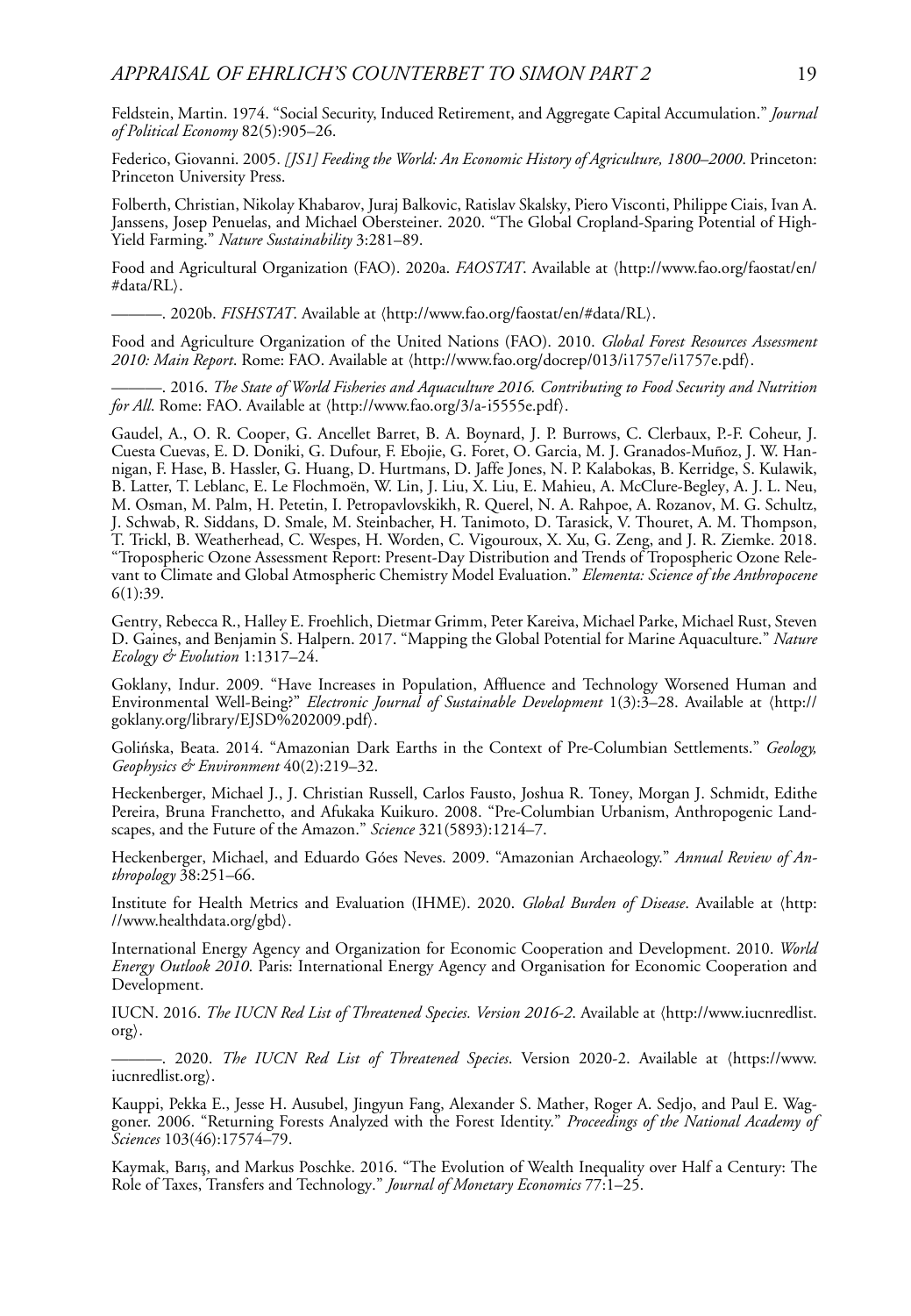Feldstein, Martin. 1974. "Social Security, Induced Retirement, and Aggregate Capital Accumulation." *Journal of Political Economy* 82(5):905–26.

Federico, Giovanni. 2005. *[JS1] Feeding the World: An Economic History of Agriculture, 1800–2000*. Princeton: Princeton University Press.

Folberth, Christian, Nikolay Khabarov, Juraj Balkovic, Ratislav Skalsky, Piero Visconti, Philippe Ciais, Ivan A. Janssens, Josep Penuelas, and Michael Obersteiner. 2020. "The Global Cropland-Sparing Potential of High-Yield Farming." *Nature Sustainability* 3:281–89.

Food and Agricultural Organization (FAO). 2020a. *FAOSTAT*. Available at ⟨http://www.fao.org/faostat/en/#data/RL⟩.

———. 2020b. *FISHSTAT*. Available at ⟨http://www.fao.org/faostat/en/#data/RL⟩.

Food and Agriculture Organization of the United Nations (FAO). 2010. *Global Forest Resources Assessment 2010: Main Report*. Rome: FAO. Available at ⟨http://www.fao.org/docrep/013/i1757e/i1757e.pdf⟩.

———. 2016. *The State of World Fisheries and Aquaculture 2016. Contributing to Food Security and Nutrition for All*. Rome: FAO. Available at ⟨http://www.fao.org/3/a-i5555e.pdf⟩.

Gaudel, A., O. R. Cooper, G. Ancellet Barret, B. A. Boynard, J. P. Burrows, C. Clerbaux, P.-F. Coheur, J. Cuesta Cuevas, E. D. Doniki, G. Dufour, F. Ebojie, G. Foret, O. Garcia, M. J. Granados-Muñoz, J. W. Hannigan, F. Hase, B. Hassler, G. Huang, D. Hurtmans, D. Jaffe Jones, N. P. Kalabokas, B. Kerridge, S. Kulawik, B. Latter, T. Leblanc, E. Le Flochmoën, W. Lin, J. Liu, X. Liu, E. Mahieu, A. McClure-Begley, A. J. L. Neu, M. Osman, M. Palm, H. Petetin, I. Petropavlovskikh, R. Querel, N. A. Rahpoe, A. Rozanov, M. G. Schultz, J. Schwab, R. Siddans, D. Smale, M. Steinbacher, H. Tanimoto, D. Tarasick, V. Thouret, A. M. Thompson, T. Trickl, B. Weatherhead, C. Wespes, H. Worden, C. Vigouroux, X. Xu, G. Zeng, and J. R. Ziemke. 2018. "Tropospheric Ozone Assessment Report: Present-Day Distribution and Trends of Tropospheric Ozone Relevant to Climate and Global Atmospheric Chemistry Model Evaluation." *Elementa: Science of the Anthropocene* 6(1):39.

Gentry, Rebecca R., Halley E. Froehlich, Dietmar Grimm, Peter Kareiva, Michael Parke, Michael Rust, Steven D. Gaines, and Benjamin S. Halpern. 2017. "Mapping the Global Potential for Marine Aquaculture." *Nature Ecology & Evolution* 1:1317–24.

Goklany, Indur. 2009. "Have Increases in Population, Affluence and Technology Worsened Human and Environmental Well-Being?" *Electronic Journal of Sustainable Development* 1(3):3–28. Available at ⟨http://goklany.org/library/EJSD%202009.pdf⟩.

Golińska, Beata. 2014. "Amazonian Dark Earths in the Context of Pre-Columbian Settlements." *Geology, Geophysics & Environment* 40(2):219–32.

Heckenberger, Michael J., J. Christian Russell, Carlos Fausto, Joshua R. Toney, Morgan J. Schmidt, Edithe Pereira, Bruna Franchetto, and Afukaka Kuikuro. 2008. "Pre-Columbian Urbanism, Anthropogenic Landscapes, and the Future of the Amazon." *Science* 321(5893):1214–7.

Heckenberger, Michael, and Eduardo Góes Neves. 2009. "Amazonian Archaeology." *Annual Review of Anthropology* 38:251–66.

Institute for Health Metrics and Evaluation (IHME). 2020. *Global Burden of Disease*. Available at ⟨http://www.healthdata.org/gbd⟩.

International Energy Agency and Organization for Economic Cooperation and Development. 2010. *World Energy Outlook 2010*. Paris: International Energy Agency and Organisation for Economic Cooperation and Development.

IUCN. 2016. *The IUCN Red List of Threatened Species. Version 2016-2*. Available at ⟨http://www.iucnredlist.org⟩.

———. 2020. *The IUCN Red List of Threatened Species*. Version 2020-2. Available at ⟨https://www.iucnredlist.org⟩.

Kauppi, Pekka E., Jesse H. Ausubel, Jingyun Fang, Alexander S. Mather, Roger A. Sedjo, and Paul E. Waggoner. 2006. "Returning Forests Analyzed with the Forest Identity." *Proceedings of the National Academy of Sciences* 103(46):17574–79.

Kaymak, Barış, and Markus Poschke. 2016. "The Evolution of Wealth Inequality over Half a Century: The Role of Taxes, Transfers and Technology." *Journal of Monetary Economics* 77:1–25.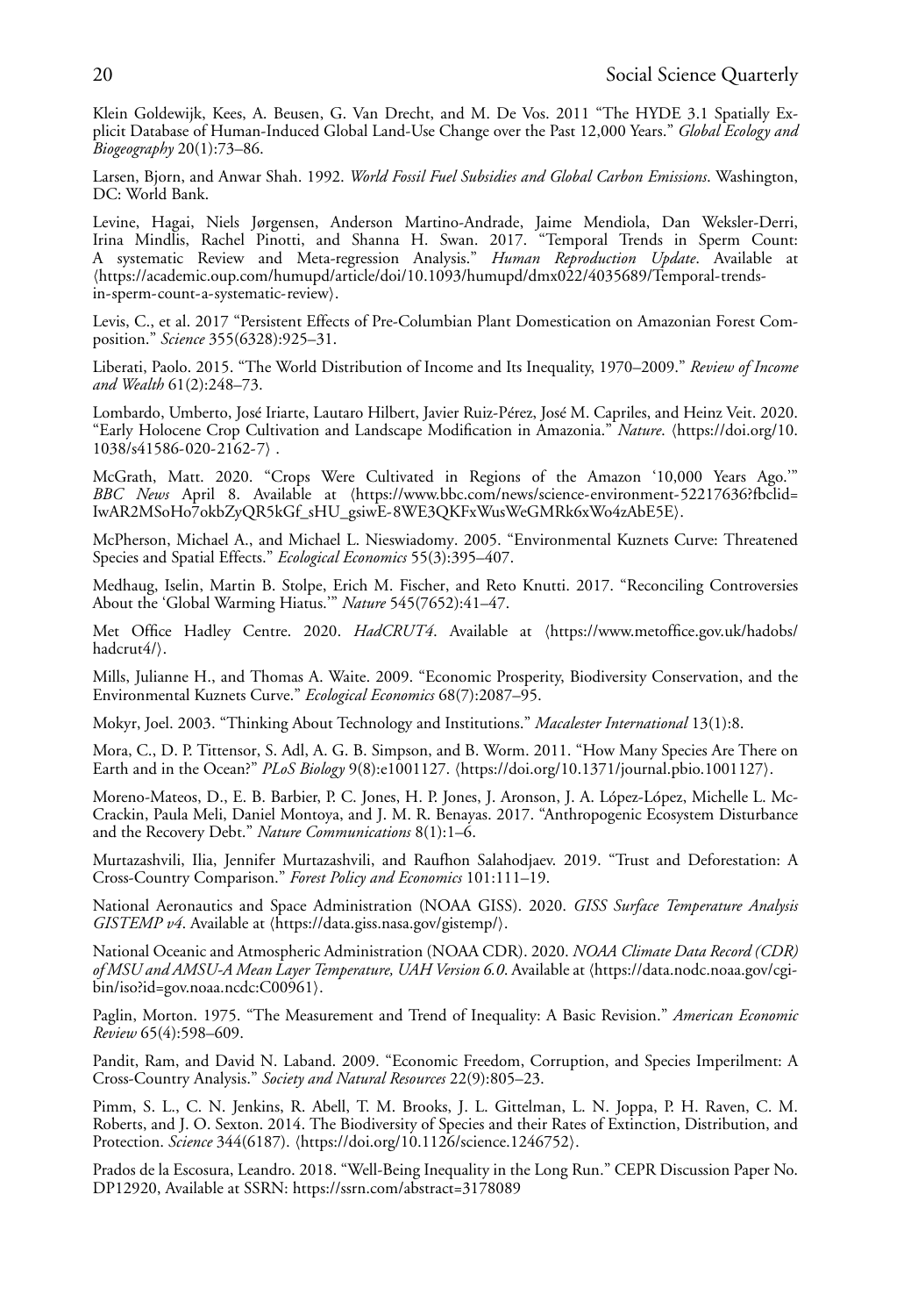Klein Goldewijk, Kees, A. Beusen, G. Van Drecht, and M. De Vos. 2011 "The HYDE 3.1 Spatially Explicit Database of Human-Induced Global Land-Use Change over the Past 12,000 Years." *Global Ecology and Biogeography* 20(1):73–86.

Larsen, Bjorn, and Anwar Shah. 1992. *World Fossil Fuel Subsidies and Global Carbon Emissions*. Washington, DC: World Bank.

Levine, Hagai, Niels Jørgensen, Anderson Martino-Andrade, Jaime Mendiola, Dan Weksler-Derri, Irina Mindlis, Rachel Pinotti, and Shanna H. Swan. 2017. "Temporal Trends in Sperm Count: A systematic Review and Meta-regression Analysis." *Human Reproduction Update*. Available at ⟨https://academic.oup.com/humupd/article/doi/10.1093/humupd/dmx022/4035689/Temporal-trends-in-sperm-count-a-systematic-review⟩.

Levis, C., et al. 2017 "Persistent Effects of Pre-Columbian Plant Domestication on Amazonian Forest Composition." *Science* 355(6328):925–31.

Liberati, Paolo. 2015. "The World Distribution of Income and Its Inequality, 1970–2009." *Review of Income and Wealth* 61(2):248–73.

Lombardo, Umberto, José Iriarte, Lautaro Hilbert, Javier Ruiz-Pérez, José M. Capriles, and Heinz Veit. 2020. "Early Holocene Crop Cultivation and Landscape Modification in Amazonia." *Nature*. ⟨https://doi.org/10.1038/s41586-020-2162-7⟩ .

McGrath, Matt. 2020. "Crops Were Cultivated in Regions of the Amazon '10,000 Years Ago.'" *BBC News* April 8. Available at ⟨https://www.bbc.com/news/science-environment-52217636?fbclid=IwAR2MSoHo7okbZyQR5kGf_sHU_gsiwE-8WE3QKFxWusWeGMRk6xWo4zAbE5E⟩.

McPherson, Michael A., and Michael L. Nieswiadomy. 2005. "Environmental Kuznets Curve: Threatened Species and Spatial Effects." *Ecological Economics* 55(3):395–407.

Medhaug, Iselin, Martin B. Stolpe, Erich M. Fischer, and Reto Knutti. 2017. "Reconciling Controversies About the 'Global Warming Hiatus.'" *Nature* 545(7652):41–47.

Met Office Hadley Centre. 2020. *HadCRUT4*. Available at ⟨https://www.metoffice.gov.uk/hadobs/hadcrut4/⟩.

Mills, Julianne H., and Thomas A. Waite. 2009. "Economic Prosperity, Biodiversity Conservation, and the Environmental Kuznets Curve." *Ecological Economics* 68(7):2087–95.

Mokyr, Joel. 2003. "Thinking About Technology and Institutions." *Macalester International* 13(1):8.

Mora, C., D. P. Tittensor, S. Adl, A. G. B. Simpson, and B. Worm. 2011. "How Many Species Are There on Earth and in the Ocean?" *PLoS Biology* 9(8):e1001127. ⟨https://doi.org/10.1371/journal.pbio.1001127⟩.

Moreno-Mateos, D., E. B. Barbier, P. C. Jones, H. P. Jones, J. Aronson, J. A. López-López, Michelle L. McCrackin, Paula Meli, Daniel Montoya, and J. M. R. Benayas. 2017. "Anthropogenic Ecosystem Disturbance and the Recovery Debt." *Nature Communications* 8(1):1–6.

Murtazashvili, Ilia, Jennifer Murtazashvili, and Raufhon Salahodjaev. 2019. "Trust and Deforestation: A Cross-Country Comparison." *Forest Policy and Economics* 101:111–19.

National Aeronautics and Space Administration (NOAA GISS). 2020. *GISS Surface Temperature Analysis GISTEMP v4*. Available at ⟨https://data.giss.nasa.gov/gistemp/⟩.

National Oceanic and Atmospheric Administration (NOAA CDR). 2020. *NOAA Climate Data Record (CDR) of MSU and AMSU-A Mean Layer Temperature, UAH Version 6.0*. Available at ⟨https://data.nodc.noaa.gov/cgi-bin/iso?id=gov.noaa.ncdc:C00961⟩.

Paglin, Morton. 1975. "The Measurement and Trend of Inequality: A Basic Revision." *American Economic Review* 65(4):598–609.

Pandit, Ram, and David N. Laband. 2009. "Economic Freedom, Corruption, and Species Imperilment: A Cross-Country Analysis." *Society and Natural Resources* 22(9):805–23.

Pimm, S. L., C. N. Jenkins, R. Abell, T. M. Brooks, J. L. Gittelman, L. N. Joppa, P. H. Raven, C. M. Roberts, and J. O. Sexton. 2014. The Biodiversity of Species and their Rates of Extinction, Distribution, and Protection. *Science* 344(6187). ⟨https://doi.org/10.1126/science.1246752⟩.

Prados de la Escosura, Leandro. 2018. "Well-Being Inequality in the Long Run." CEPR Discussion Paper No. DP12920, Available at SSRN: https://ssrn.com/abstract=3178089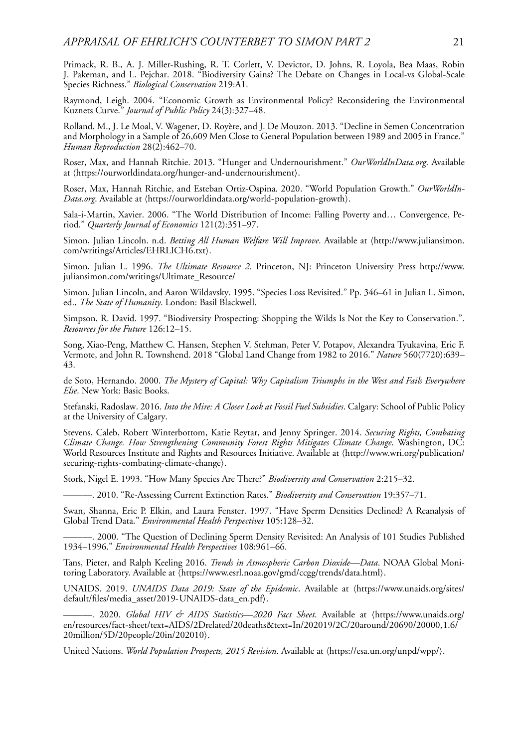Primack, R. B., A. J. Miller-Rushing, R. T. Corlett, V. Devictor, D. Johns, R. Loyola, Bea Maas, Robin J. Pakeman, and L. Pejchar. 2018. "Biodiversity Gains? The Debate on Changes in Local-vs Global-Scale Species Richness." *Biological Conservation* 219:A1.

Raymond, Leigh. 2004. "Economic Growth as Environmental Policy? Reconsidering the Environmental Kuznets Curve." *Journal of Public Policy* 24(3):327–48.

Rolland, M., J. Le Moal, V. Wagener, D. Royère, and J. De Mouzon. 2013. "Decline in Semen Concentration and Morphology in a Sample of 26,609 Men Close to General Population between 1989 and 2005 in France." *Human Reproduction* 28(2):462–70.

Roser, Max, and Hannah Ritchie. 2013. "Hunger and Undernourishment." *OurWorldInData.org*. Available at ⟨https://ourworldindata.org/hunger-and-undernourishment⟩.

Roser, Max, Hannah Ritchie, and Esteban Ortiz-Ospina. 2020. "World Population Growth." *OurWorldIn-Data.org*. Available at ⟨https://ourworldindata.org/world-population-growth⟩.

Sala-i-Martin, Xavier. 2006. "The World Distribution of Income: Falling Poverty and… Convergence, Period." *Quarterly Journal of Economics* 121(2):351–97.

Simon, Julian Lincoln. n.d. *Betting All Human Welfare Will Improve*. Available at ⟨http://www.juliansimon.com/writings/Articles/EHRLICH6.txt⟩.

Simon, Julian L. 1996. *The Ultimate Resource 2*. Princeton, NJ: Princeton University Press http://www.juliansimon.com/writings/Ultimate_Resource/

Simon, Julian Lincoln, and Aaron Wildavsky. 1995. "Species Loss Revisited." Pp. 346–61 in Julian L. Simon, ed., *The State of Humanity*. London: Basil Blackwell.

Simpson, R. David. 1997. "Biodiversity Prospecting: Shopping the Wilds Is Not the Key to Conservation.". *Resources for the Future* 126:12–15.

Song, Xiao-Peng, Matthew C. Hansen, Stephen V. Stehman, Peter V. Potapov, Alexandra Tyukavina, Eric F. Vermote, and John R. Townshend. 2018 "Global Land Change from 1982 to 2016." *Nature* 560(7720):639–43.

de Soto, Hernando. 2000. *The Mystery of Capital: Why Capitalism Triumphs in the West and Fails Everywhere Else*. New York: Basic Books.

Stefanski, Radoslaw. 2016. *Into the Mire: A Closer Look at Fossil Fuel Subsidies*. Calgary: School of Public Policy at the University of Calgary.

Stevens, Caleb, Robert Winterbottom, Katie Reytar, and Jenny Springer. 2014. *Securing Rights, Combating Climate Change. How Strengthening Community Forest Rights Mitigates Climate Change*. Washington, DC: World Resources Institute and Rights and Resources Initiative. Available at ⟨http://www.wri.org/publication/securing-rights-combating-climate-change⟩.

Stork, Nigel E. 1993. "How Many Species Are There?" *Biodiversity and Conservation* 2:215–32.

———. 2010. "Re-Assessing Current Extinction Rates." *Biodiversity and Conservation* 19:357–71.

Swan, Shanna, Eric P. Elkin, and Laura Fenster. 1997. "Have Sperm Densities Declined? A Reanalysis of Global Trend Data." *Environmental Health Perspectives* 105:128–32.

———. 2000. "The Question of Declining Sperm Density Revisited: An Analysis of 101 Studies Published 1934–1996." *Environmental Health Perspectives* 108:961–66.

Tans, Pieter, and Ralph Keeling 2016. *Trends in Atmospheric Carbon Dioxide—Data*. NOAA Global Monitoring Laboratory. Available at ⟨https://www.esrl.noaa.gov/gmd/ccgg/trends/data.html⟩.

UNAIDS. 2019. *UNAIDS Data 2019: State of the Epidemic*. Available at ⟨https://www.unaids.org/sites/default/files/media_asset/2019-UNAIDS-data_en.pdf⟩.

———. 2020. *Global HIV & AIDS Statistics—2020 Fact Sheet*. Available at ⟨https://www.unaids.org/en/resources/fact-sheet/text=AIDS/2Drelated/20deaths&text=In/202019/2C/20around/20690/20000,1.6/20million/5D/20people/20in/202010⟩.

United Nations. *World Population Prospects, 2015 Revision*. Available at ⟨https://esa.un.org/unpd/wpp/⟩.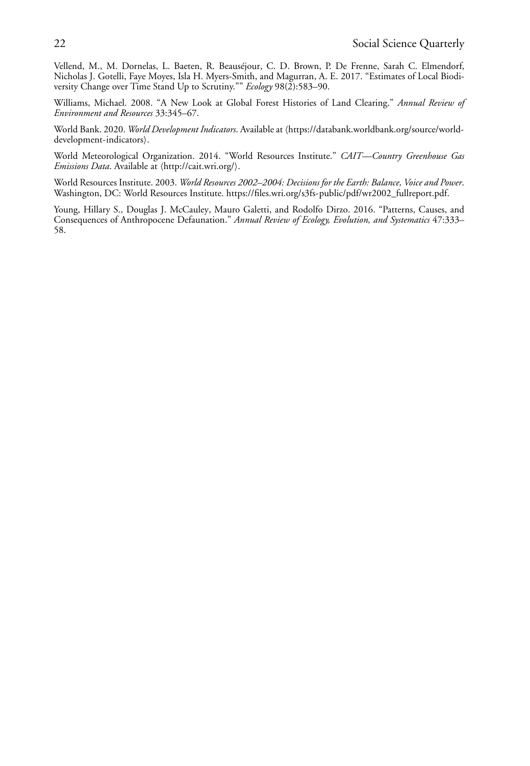Vellend, M., M. Dornelas, L. Baeten, R. Beauséjour, C. D. Brown, P. De Frenne, Sarah C. Elmendorf, Nicholas J. Gotelli, Faye Moyes, Isla H. Myers-Smith, and Magurran, A. E. 2017. "Estimates of Local Biodiversity Change over Time Stand Up to Scrutiny."" *Ecology* 98(2):583–90.

Williams, Michael. 2008. "A New Look at Global Forest Histories of Land Clearing." *Annual Review of Environment and Resources* 33:345–67.

World Bank. 2020. *World Development Indicators*. Available at ⟨https://databank.worldbank.org/source/world-development-indicators⟩.

World Meteorological Organization. 2014. "World Resources Institute." *CAIT—Country Greenhouse Gas Emissions Data*. Available at ⟨http://cait.wri.org/⟩.

World Resources Institute. 2003. *World Resources 2002–2004: Decisions for the Earth: Balance, Voice and Power*. Washington, DC: World Resources Institute. https://files.wri.org/s3fs-public/pdf/wr2002_fullreport.pdf.

Young, Hillary S., Douglas J. McCauley, Mauro Galetti, and Rodolfo Dirzo. 2016. "Patterns, Causes, and Consequences of Anthropocene Defaunation." *Annual Review of Ecology, Evolution, and Systematics* 47:333–58.